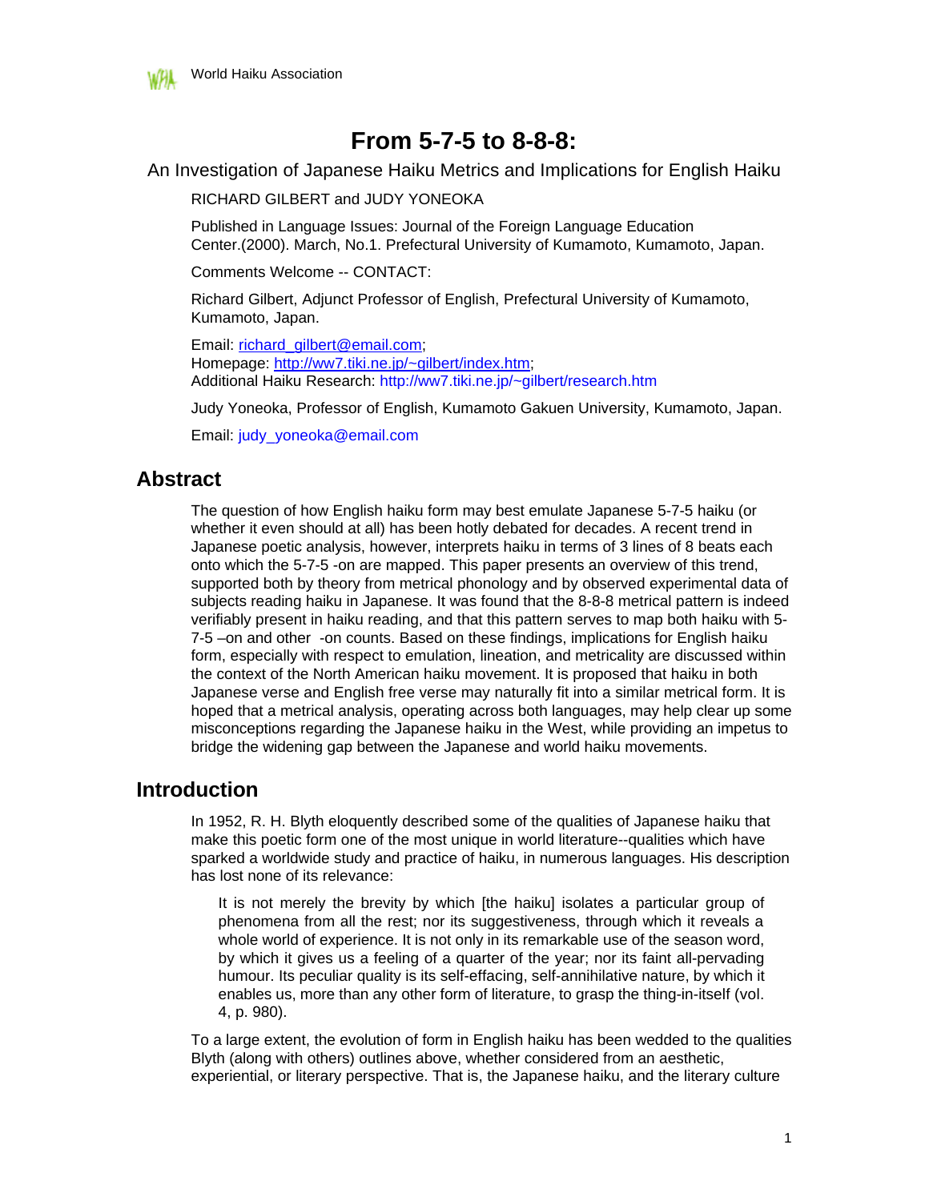World Haiku Association

# From 5-7-5 to 8-8-8:

An Investigation of Japanese Haiku Metrics and Implications for English Haiku

RICHARD GILBERT and JUDY YONEOKA

Published in Language Issues: Journal of the Foreign Language Education Center.(2000). March, No.1. Prefectural University of Kumamoto, Kumamoto, Japan.

Comments Welcome -- CONTACT:

Richard Gilbert, Adjunct Professor of English, Prefectural University of Kumamoto, Kumamoto, Japan.

Email: richard_gilbert@email.com;
Homepage: http://ww7.tiki.ne.jp/~gilbert/index.htm;
Additional Haiku Research: http://ww7.tiki.ne.jp/~gilbert/research.htm

Judy Yoneoka, Professor of English, Kumamoto Gakuen University, Kumamoto, Japan.

Email: judy_yoneoka@email.com

## Abstract

The question of how English haiku form may best emulate Japanese 5-7-5 haiku (or whether it even should at all) has been hotly debated for decades. A recent trend in Japanese poetic analysis, however, interprets haiku in terms of 3 lines of 8 beats each onto which the 5-7-5 -on are mapped. This paper presents an overview of this trend, supported both by theory from metrical phonology and by observed experimental data of subjects reading haiku in Japanese. It was found that the 8-8-8 metrical pattern is indeed verifiably present in haiku reading, and that this pattern serves to map both haiku with 5-7-5 –on and other -on counts. Based on these findings, implications for English haiku form, especially with respect to emulation, lineation, and metricality are discussed within the context of the North American haiku movement. It is proposed that haiku in both Japanese verse and English free verse may naturally fit into a similar metrical form. It is hoped that a metrical analysis, operating across both languages, may help clear up some misconceptions regarding the Japanese haiku in the West, while providing an impetus to bridge the widening gap between the Japanese and world haiku movements.

## Introduction

In 1952, R. H. Blyth eloquently described some of the qualities of Japanese haiku that make this poetic form one of the most unique in world literature--qualities which have sparked a worldwide study and practice of haiku, in numerous languages. His description has lost none of its relevance:

> It is not merely the brevity by which [the haiku] isolates a particular group of phenomena from all the rest; nor its suggestiveness, through which it reveals a whole world of experience. It is not only in its remarkable use of the season word, by which it gives us a feeling of a quarter of the year; nor its faint all-pervading humour. Its peculiar quality is its self-effacing, self-annihilative nature, by which it enables us, more than any other form of literature, to grasp the thing-in-itself (vol. 4, p. 980).

To a large extent, the evolution of form in English haiku has been wedded to the qualities Blyth (along with others) outlines above, whether considered from an aesthetic, experiential, or literary perspective. That is, the Japanese haiku, and the literary culture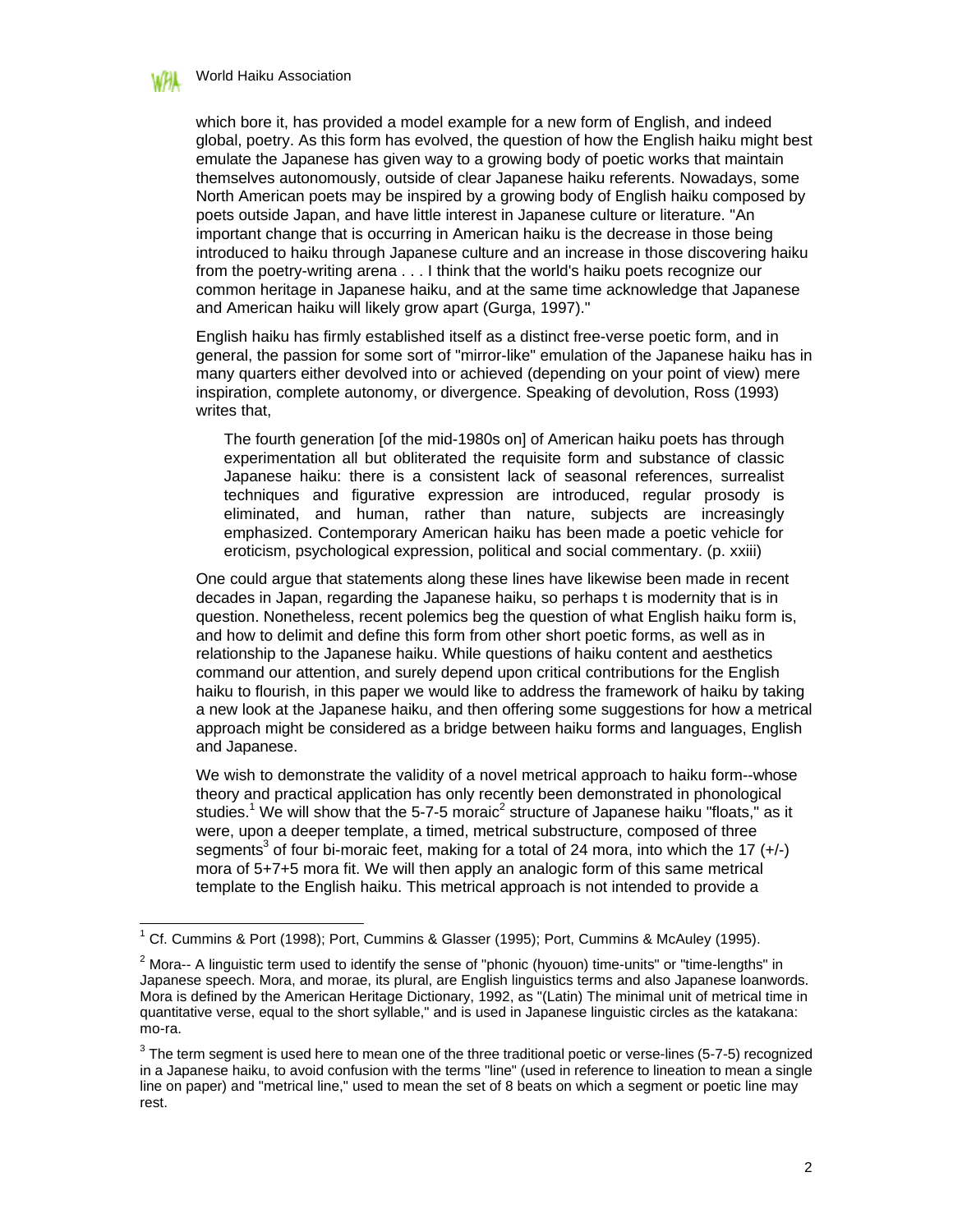which bore it, has provided a model example for a new form of English, and indeed global, poetry. As this form has evolved, the question of how the English haiku might best emulate the Japanese has given way to a growing body of poetic works that maintain themselves autonomously, outside of clear Japanese haiku referents. Nowadays, some North American poets may be inspired by a growing body of English haiku composed by poets outside Japan, and have little interest in Japanese culture or literature. "An important change that is occurring in American haiku is the decrease in those being introduced to haiku through Japanese culture and an increase in those discovering haiku from the poetry-writing arena . . . I think that the world's haiku poets recognize our common heritage in Japanese haiku, and at the same time acknowledge that Japanese and American haiku will likely grow apart (Gurga, 1997)."

English haiku has firmly established itself as a distinct free-verse poetic form, and in general, the passion for some sort of "mirror-like" emulation of the Japanese haiku has in many quarters either devolved into or achieved (depending on your point of view) mere inspiration, complete autonomy, or divergence. Speaking of devolution, Ross (1993) writes that,

> The fourth generation [of the mid-1980s on] of American haiku poets has through experimentation all but obliterated the requisite form and substance of classic Japanese haiku: there is a consistent lack of seasonal references, surrealist techniques and figurative expression are introduced, regular prosody is eliminated, and human, rather than nature, subjects are increasingly emphasized. Contemporary American haiku has been made a poetic vehicle for eroticism, psychological expression, political and social commentary. (p. xxiii)

One could argue that statements along these lines have likewise been made in recent decades in Japan, regarding the Japanese haiku, so perhaps t is modernity that is in question. Nonetheless, recent polemics beg the question of what English haiku form is, and how to delimit and define this form from other short poetic forms, as well as in relationship to the Japanese haiku. While questions of haiku content and aesthetics command our attention, and surely depend upon critical contributions for the English haiku to flourish, in this paper we would like to address the framework of haiku by taking a new look at the Japanese haiku, and then offering some suggestions for how a metrical approach might be considered as a bridge between haiku forms and languages, English and Japanese.

We wish to demonstrate the validity of a novel metrical approach to haiku form--whose theory and practical application has only recently been demonstrated in phonological studies.[1] We will show that the 5-7-5 moraic[2] structure of Japanese haiku "floats," as it were, upon a deeper template, a timed, metrical substructure, composed of three segments[3] of four bi-moraic feet, making for a total of 24 mora, into which the 17 (+/-) mora of 5+7+5 mora fit. We will then apply an analogic form of this same metrical template to the English haiku. This metrical approach is not intended to provide a

---

[1] Cf. Cummins & Port (1998); Port, Cummins & Glasser (1995); Port, Cummins & McAuley (1995).

[2] Mora-- A linguistic term used to identify the sense of "phonic (hyouon) time-units" or "time-lengths" in Japanese speech. Mora, and morae, its plural, are English linguistics terms and also Japanese loanwords. Mora is defined by the American Heritage Dictionary, 1992, as "(Latin) The minimal unit of metrical time in quantitative verse, equal to the short syllable," and is used in Japanese linguistic circles as the katakana: mo-ra.

[3] The term segment is used here to mean one of the three traditional poetic or verse-lines (5-7-5) recognized in a Japanese haiku, to avoid confusion with the terms "line" (used in reference to lineation to mean a single line on paper) and "metrical line," used to mean the set of 8 beats on which a segment or poetic line may rest.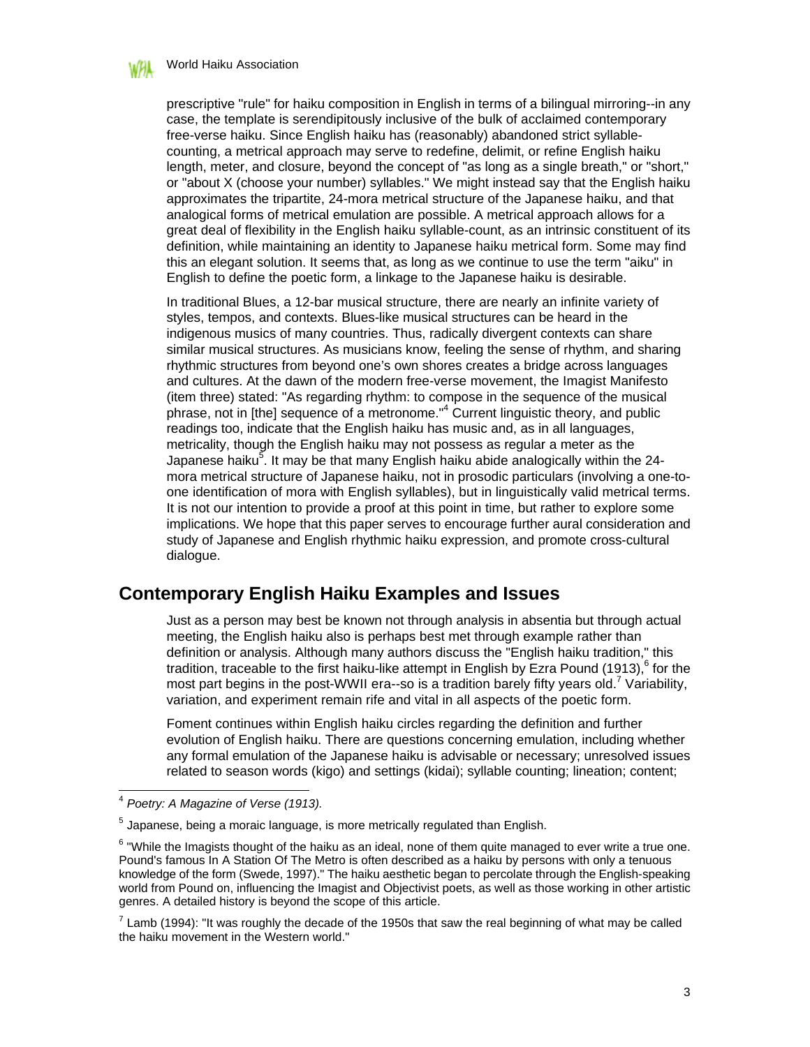prescriptive "rule" for haiku composition in English in terms of a bilingual mirroring--in any case, the template is serendipitously inclusive of the bulk of acclaimed contemporary free-verse haiku. Since English haiku has (reasonably) abandoned strict syllable-counting, a metrical approach may serve to redefine, delimit, or refine English haiku length, meter, and closure, beyond the concept of "as long as a single breath," or "short," or "about X (choose your number) syllables." We might instead say that the English haiku approximates the tripartite, 24-mora metrical structure of the Japanese haiku, and that analogical forms of metrical emulation are possible. A metrical approach allows for a great deal of flexibility in the English haiku syllable-count, as an intrinsic constituent of its definition, while maintaining an identity to Japanese haiku metrical form. Some may find this an elegant solution. It seems that, as long as we continue to use the term "aiku" in English to define the poetic form, a linkage to the Japanese haiku is desirable.

In traditional Blues, a 12-bar musical structure, there are nearly an infinite variety of styles, tempos, and contexts. Blues-like musical structures can be heard in the indigenous musics of many countries. Thus, radically divergent contexts can share similar musical structures. As musicians know, feeling the sense of rhythm, and sharing rhythmic structures from beyond one's own shores creates a bridge across languages and cultures. At the dawn of the modern free-verse movement, the Imagist Manifesto (item three) stated: "As regarding rhythm: to compose in the sequence of the musical phrase, not in [the] sequence of a metronome."[4] Current linguistic theory, and public readings too, indicate that the English haiku has music and, as in all languages, metricality, though the English haiku may not possess as regular a meter as the Japanese haiku[5]. It may be that many English haiku abide analogically within the 24-mora metrical structure of Japanese haiku, not in prosodic particulars (involving a one-to-one identification of mora with English syllables), but in linguistically valid metrical terms. It is not our intention to provide a proof at this point in time, but rather to explore some implications. We hope that this paper serves to encourage further aural consideration and study of Japanese and English rhythmic haiku expression, and promote cross-cultural dialogue.

## Contemporary English Haiku Examples and Issues

Just as a person may best be known not through analysis in absentia but through actual meeting, the English haiku also is perhaps best met through example rather than definition or analysis. Although many authors discuss the "English haiku tradition," this tradition, traceable to the first haiku-like attempt in English by Ezra Pound (1913),[6] for the most part begins in the post-WWII era--so is a tradition barely fifty years old.[7] Variability, variation, and experiment remain rife and vital in all aspects of the poetic form.

Foment continues within English haiku circles regarding the definition and further evolution of English haiku. There are questions concerning emulation, including whether any formal emulation of the Japanese haiku is advisable or necessary; unresolved issues related to season words (kigo) and settings (kidai); syllable counting; lineation; content;

---

[4] *Poetry: A Magazine of Verse (1913).*

[5] Japanese, being a moraic language, is more metrically regulated than English.

[6] "While the Imagists thought of the haiku as an ideal, none of them quite managed to ever write a true one. Pound's famous In A Station Of The Metro is often described as a haiku by persons with only a tenuous knowledge of the form (Swede, 1997)." The haiku aesthetic began to percolate through the English-speaking world from Pound on, influencing the Imagist and Objectivist poets, as well as those working in other artistic genres. A detailed history is beyond the scope of this article.

[7] Lamb (1994): "It was roughly the decade of the 1950s that saw the real beginning of what may be called the haiku movement in the Western world."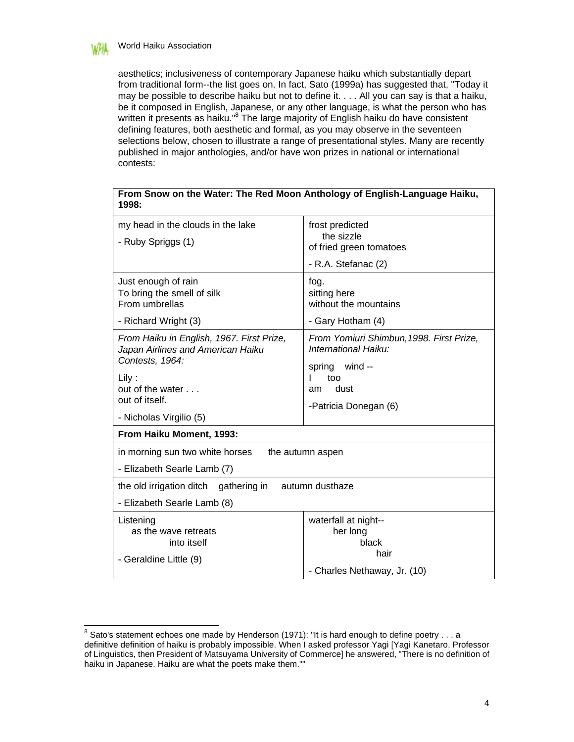aesthetics; inclusiveness of contemporary Japanese haiku which substantially depart from traditional form--the list goes on. In fact, Sato (1999a) has suggested that, "Today it may be possible to describe haiku but not to define it. . . . All you can say is that a haiku, be it composed in English, Japanese, or any other language, is what the person who has written it presents as haiku."[8] The large majority of English haiku do have consistent defining features, both aesthetic and formal, as you may observe in the seventeen selections below, chosen to illustrate a range of presentational styles. Many are recently published in major anthologies, and/or have won prizes in national or international contests:

| **From Snow on the Water: The Red Moon Anthology of English-Language Haiku, 1998:** | |
|---|---|
| my head in the clouds in the lake<br><br>- Ruby Spriggs (1) | frost predicted<br>the sizzle<br>of fried green tomatoes<br><br>- R.A. Stefanac (2) |
| Just enough of rain<br>To bring the smell of silk<br>From umbrellas<br><br>- Richard Wright (3) | fog.<br>sitting here<br>without the mountains<br><br>- Gary Hotham (4) |
| *From Haiku in English, 1967. First Prize, Japan Airlines and American Haiku Contests, 1964:*<br><br>Lily :<br>out of the water . . .<br>out of itself.<br><br>- Nicholas Virgilio (5) | *From Yomiuri Shimbun,1998. First Prize, International Haiku:*<br><br>spring wind --<br>I too<br>am dust<br><br>-Patricia Donegan (6) |
| **From Haiku Moment, 1993:** | |
| in morning sun two white horses the autumn aspen<br><br>- Elizabeth Searle Lamb (7) | |
| the old irrigation ditch gathering in autumn dusthaze<br><br>- Elizabeth Searle Lamb (8) | |
| Listening<br>as the wave retreats<br>into itself<br><br>- Geraldine Little (9) | waterfall at night--<br>her long<br>black<br>hair<br><br>- Charles Nethaway, Jr. (10) |

[8] Sato's statement echoes one made by Henderson (1971): "It is hard enough to define poetry . . . a definitive definition of haiku is probably impossible. When I asked professor Yagi [Yagi Kanetaro, Professor of Linguistics, then President of Matsuyama University of Commerce] he answered, "There is no definition of haiku in Japanese. Haiku are what the poets make them.""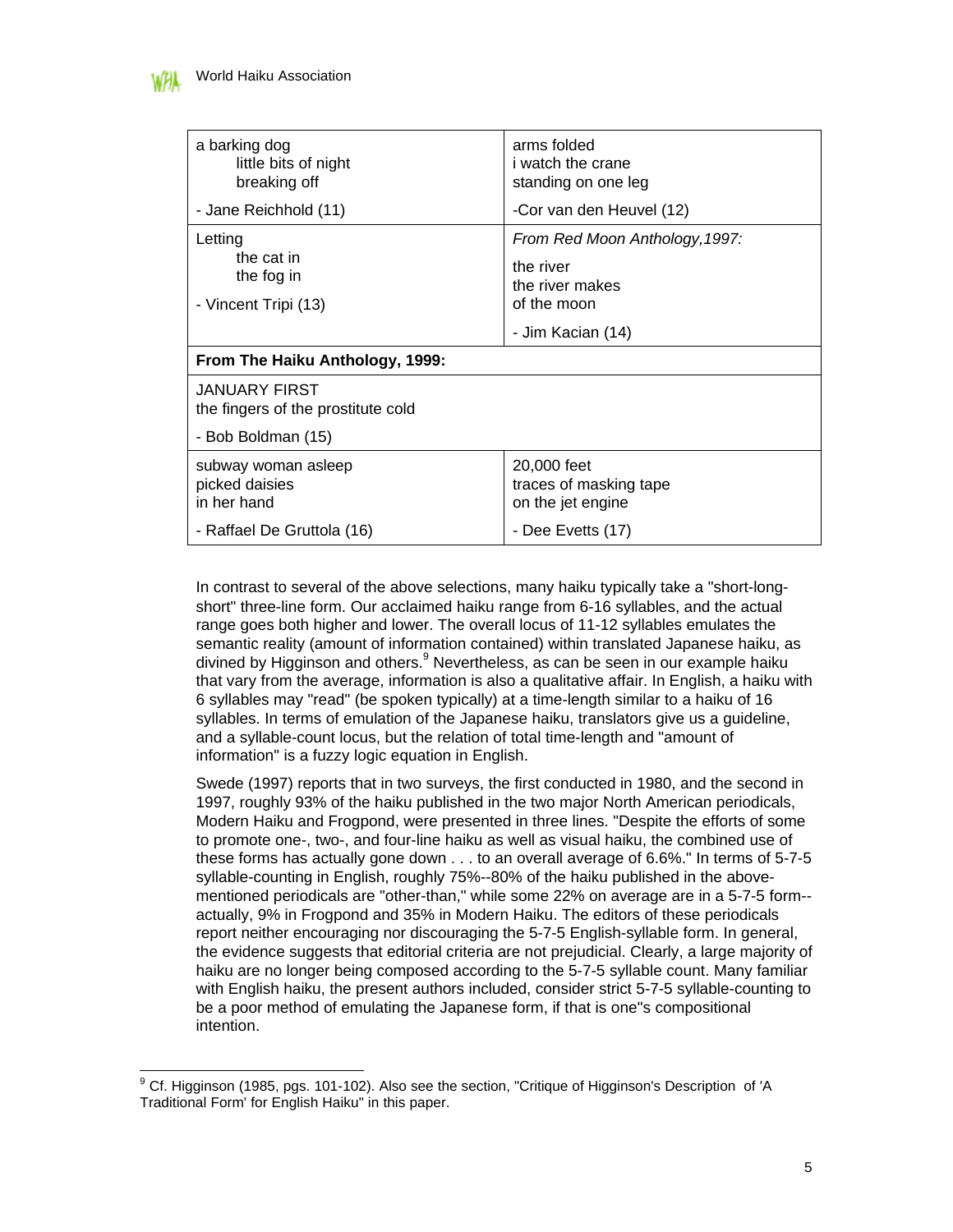| | |
|---|---|
| a barking dog<br>little bits of night<br>breaking off<br><br>- Jane Reichhold (11) | arms folded<br>i watch the crane<br>standing on one leg<br><br>-Cor van den Heuvel (12) |
| Letting<br>the cat in<br>the fog in<br><br>- Vincent Tripi (13) | *From Red Moon Anthology,1997:*<br><br>the river<br>the river makes<br>of the moon<br><br>- Jim Kacian (14) |
| **From The Haiku Anthology, 1999:** | |
| JANUARY FIRST<br>the fingers of the prostitute cold<br><br>- Bob Boldman (15) | |
| subway woman asleep<br>picked daisies<br>in her hand<br><br>- Raffael De Gruttola (16) | 20,000 feet<br>traces of masking tape<br>on the jet engine<br><br>- Dee Evetts (17) |

In contrast to several of the above selections, many haiku typically take a "short-long-short" three-line form. Our acclaimed haiku range from 6-16 syllables, and the actual range goes both higher and lower. The overall locus of 11-12 syllables emulates the semantic reality (amount of information contained) within translated Japanese haiku, as divined by Higginson and others.[9] Nevertheless, as can be seen in our example haiku that vary from the average, information is also a qualitative affair. In English, a haiku with 6 syllables may "read" (be spoken typically) at a time-length similar to a haiku of 16 syllables. In terms of emulation of the Japanese haiku, translators give us a guideline, and a syllable-count locus, but the relation of total time-length and "amount of information" is a fuzzy logic equation in English.

Swede (1997) reports that in two surveys, the first conducted in 1980, and the second in 1997, roughly 93% of the haiku published in the two major North American periodicals, Modern Haiku and Frogpond, were presented in three lines. "Despite the efforts of some to promote one-, two-, and four-line haiku as well as visual haiku, the combined use of these forms has actually gone down . . . to an overall average of 6.6%." In terms of 5-7-5 syllable-counting in English, roughly 75%--80% of the haiku published in the above-mentioned periodicals are "other-than," while some 22% on average are in a 5-7-5 form--actually, 9% in Frogpond and 35% in Modern Haiku. The editors of these periodicals report neither encouraging nor discouraging the 5-7-5 English-syllable form. In general, the evidence suggests that editorial criteria are not prejudicial. Clearly, a large majority of haiku are no longer being composed according to the 5-7-5 syllable count. Many familiar with English haiku, the present authors included, consider strict 5-7-5 syllable-counting to be a poor method of emulating the Japanese form, if that is one"s compositional intention.

[9] Cf. Higginson (1985, pgs. 101-102). Also see the section, "Critique of Higginson's Description of 'A Traditional Form' for English Haiku" in this paper.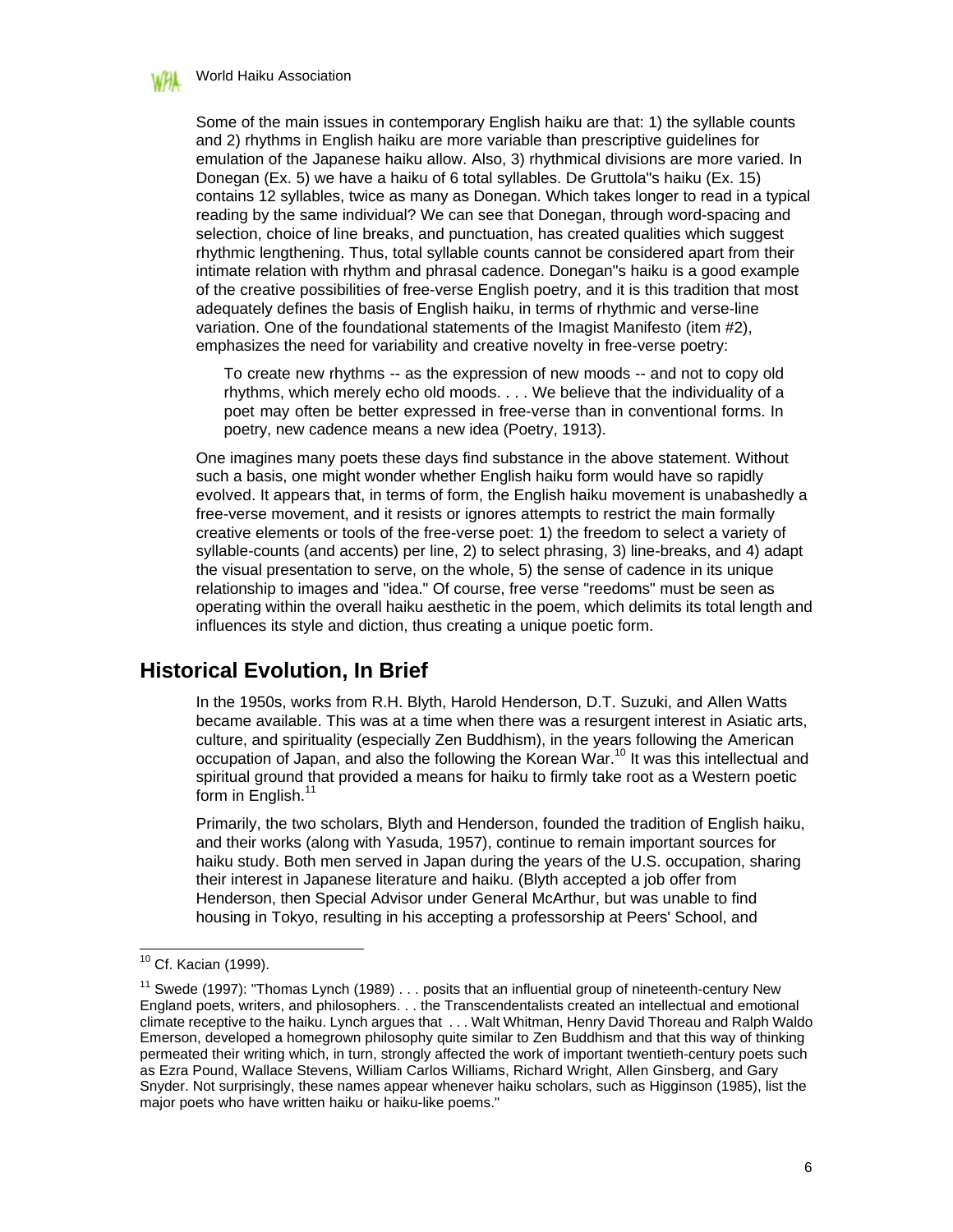Some of the main issues in contemporary English haiku are that: 1) the syllable counts and 2) rhythms in English haiku are more variable than prescriptive guidelines for emulation of the Japanese haiku allow. Also, 3) rhythmical divisions are more varied. In Donegan (Ex. 5) we have a haiku of 6 total syllables. De Gruttola"s haiku (Ex. 15) contains 12 syllables, twice as many as Donegan. Which takes longer to read in a typical reading by the same individual? We can see that Donegan, through word-spacing and selection, choice of line breaks, and punctuation, has created qualities which suggest rhythmic lengthening. Thus, total syllable counts cannot be considered apart from their intimate relation with rhythm and phrasal cadence. Donegan"s haiku is a good example of the creative possibilities of free-verse English poetry, and it is this tradition that most adequately defines the basis of English haiku, in terms of rhythmic and verse-line variation. One of the foundational statements of the Imagist Manifesto (item #2), emphasizes the need for variability and creative novelty in free-verse poetry:

> To create new rhythms -- as the expression of new moods -- and not to copy old rhythms, which merely echo old moods. . . . We believe that the individuality of a poet may often be better expressed in free-verse than in conventional forms. In poetry, new cadence means a new idea (Poetry, 1913).

One imagines many poets these days find substance in the above statement. Without such a basis, one might wonder whether English haiku form would have so rapidly evolved. It appears that, in terms of form, the English haiku movement is unabashedly a free-verse movement, and it resists or ignores attempts to restrict the main formally creative elements or tools of the free-verse poet: 1) the freedom to select a variety of syllable-counts (and accents) per line, 2) to select phrasing, 3) line-breaks, and 4) adapt the visual presentation to serve, on the whole, 5) the sense of cadence in its unique relationship to images and "idea." Of course, free verse "reedoms" must be seen as operating within the overall haiku aesthetic in the poem, which delimits its total length and influences its style and diction, thus creating a unique poetic form.

## Historical Evolution, In Brief

In the 1950s, works from R.H. Blyth, Harold Henderson, D.T. Suzuki, and Allen Watts became available. This was at a time when there was a resurgent interest in Asiatic arts, culture, and spirituality (especially Zen Buddhism), in the years following the American occupation of Japan, and also the following the Korean War.[10] It was this intellectual and spiritual ground that provided a means for haiku to firmly take root as a Western poetic form in English.[11]

Primarily, the two scholars, Blyth and Henderson, founded the tradition of English haiku, and their works (along with Yasuda, 1957), continue to remain important sources for haiku study. Both men served in Japan during the years of the U.S. occupation, sharing their interest in Japanese literature and haiku. (Blyth accepted a job offer from Henderson, then Special Advisor under General McArthur, but was unable to find housing in Tokyo, resulting in his accepting a professorship at Peers' School, and

---

[10] Cf. Kacian (1999).

[11] Swede (1997): "Thomas Lynch (1989) . . . posits that an influential group of nineteenth-century New England poets, writers, and philosophers. . . the Transcendentalists created an intellectual and emotional climate receptive to the haiku. Lynch argues that . . . Walt Whitman, Henry David Thoreau and Ralph Waldo Emerson, developed a homegrown philosophy quite similar to Zen Buddhism and that this way of thinking permeated their writing which, in turn, strongly affected the work of important twentieth-century poets such as Ezra Pound, Wallace Stevens, William Carlos Williams, Richard Wright, Allen Ginsberg, and Gary Snyder. Not surprisingly, these names appear whenever haiku scholars, such as Higginson (1985), list the major poets who have written haiku or haiku-like poems."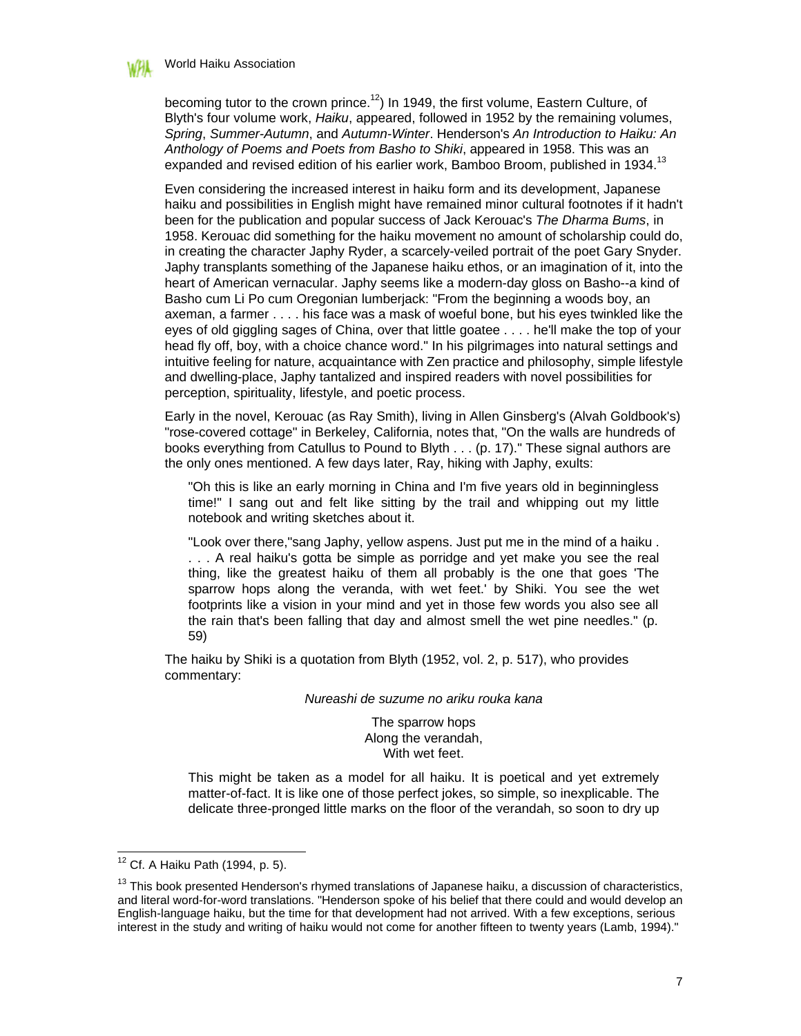becoming tutor to the crown prince.[12]) In 1949, the first volume, Eastern Culture, of Blyth's four volume work, *Haiku*, appeared, followed in 1952 by the remaining volumes, *Spring*, *Summer-Autumn*, and *Autumn-Winter*. Henderson's *An Introduction to Haiku: An Anthology of Poems and Poets from Basho to Shiki*, appeared in 1958. This was an expanded and revised edition of his earlier work, Bamboo Broom, published in 1934.[13]

Even considering the increased interest in haiku form and its development, Japanese haiku and possibilities in English might have remained minor cultural footnotes if it hadn't been for the publication and popular success of Jack Kerouac's *The Dharma Bums*, in 1958. Kerouac did something for the haiku movement no amount of scholarship could do, in creating the character Japhy Ryder, a scarcely-veiled portrait of the poet Gary Snyder. Japhy transplants something of the Japanese haiku ethos, or an imagination of it, into the heart of American vernacular. Japhy seems like a modern-day gloss on Basho--a kind of Basho cum Li Po cum Oregonian lumberjack: "From the beginning a woods boy, an axeman, a farmer . . . . his face was a mask of woeful bone, but his eyes twinkled like the eyes of old giggling sages of China, over that little goatee . . . . he'll make the top of your head fly off, boy, with a choice chance word." In his pilgrimages into natural settings and intuitive feeling for nature, acquaintance with Zen practice and philosophy, simple lifestyle and dwelling-place, Japhy tantalized and inspired readers with novel possibilities for perception, spirituality, lifestyle, and poetic process.

Early in the novel, Kerouac (as Ray Smith), living in Allen Ginsberg's (Alvah Goldbook's) "rose-covered cottage" in Berkeley, California, notes that, "On the walls are hundreds of books everything from Catullus to Pound to Blyth . . . (p. 17)." These signal authors are the only ones mentioned. A few days later, Ray, hiking with Japhy, exults:

> "Oh this is like an early morning in China and I'm five years old in beginningless time!" I sang out and felt like sitting by the trail and whipping out my little notebook and writing sketches about it.
>
> "Look over there,"sang Japhy, yellow aspens. Just put me in the mind of a haiku . . . . A real haiku's gotta be simple as porridge and yet make you see the real thing, like the greatest haiku of them all probably is the one that goes 'The sparrow hops along the veranda, with wet feet.' by Shiki. You see the wet footprints like a vision in your mind and yet in those few words you also see all the rain that's been falling that day and almost smell the wet pine needles." (p. 59)

The haiku by Shiki is a quotation from Blyth (1952, vol. 2, p. 517), who provides commentary:

*Nureashi de suzume no ariku rouka kana*

The sparrow hops  
Along the verandah,  
With wet feet.

> This might be taken as a model for all haiku. It is poetical and yet extremely matter-of-fact. It is like one of those perfect jokes, so simple, so inexplicable. The delicate three-pronged little marks on the floor of the verandah, so soon to dry up

---

[12] Cf. A Haiku Path (1994, p. 5).

[13] This book presented Henderson's rhymed translations of Japanese haiku, a discussion of characteristics, and literal word-for-word translations. "Henderson spoke of his belief that there could and would develop an English-language haiku, but the time for that development had not arrived. With a few exceptions, serious interest in the study and writing of haiku would not come for another fifteen to twenty years (Lamb, 1994)."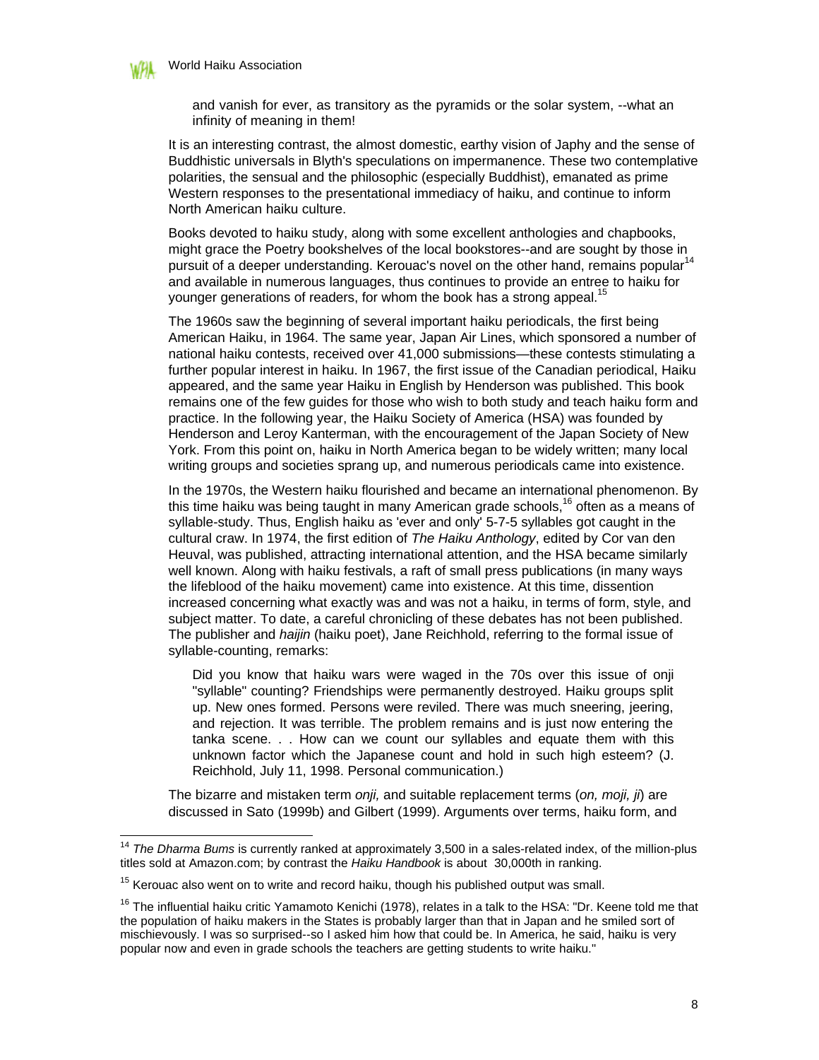> and vanish for ever, as transitory as the pyramids or the solar system, --what an infinity of meaning in them!

It is an interesting contrast, the almost domestic, earthy vision of Japhy and the sense of Buddhistic universals in Blyth's speculations on impermanence. These two contemplative polarities, the sensual and the philosophic (especially Buddhist), emanated as prime Western responses to the presentational immediacy of haiku, and continue to inform North American haiku culture.

Books devoted to haiku study, along with some excellent anthologies and chapbooks, might grace the Poetry bookshelves of the local bookstores--and are sought by those in pursuit of a deeper understanding. Kerouac's novel on the other hand, remains popular[14] and available in numerous languages, thus continues to provide an entree to haiku for younger generations of readers, for whom the book has a strong appeal.[15]

The 1960s saw the beginning of several important haiku periodicals, the first being American Haiku, in 1964. The same year, Japan Air Lines, which sponsored a number of national haiku contests, received over 41,000 submissions—these contests stimulating a further popular interest in haiku. In 1967, the first issue of the Canadian periodical, Haiku appeared, and the same year Haiku in English by Henderson was published. This book remains one of the few guides for those who wish to both study and teach haiku form and practice. In the following year, the Haiku Society of America (HSA) was founded by Henderson and Leroy Kanterman, with the encouragement of the Japan Society of New York. From this point on, haiku in North America began to be widely written; many local writing groups and societies sprang up, and numerous periodicals came into existence.

In the 1970s, the Western haiku flourished and became an international phenomenon. By this time haiku was being taught in many American grade schools,[16] often as a means of syllable-study. Thus, English haiku as 'ever and only' 5-7-5 syllables got caught in the cultural craw. In 1974, the first edition of *The Haiku Anthology*, edited by Cor van den Heuval, was published, attracting international attention, and the HSA became similarly well known. Along with haiku festivals, a raft of small press publications (in many ways the lifeblood of the haiku movement) came into existence. At this time, dissention increased concerning what exactly was and was not a haiku, in terms of form, style, and subject matter. To date, a careful chronicling of these debates has not been published. The publisher and *haijin* (haiku poet), Jane Reichhold, referring to the formal issue of syllable-counting, remarks:

> Did you know that haiku wars were waged in the 70s over this issue of onji "syllable" counting? Friendships were permanently destroyed. Haiku groups split up. New ones formed. Persons were reviled. There was much sneering, jeering, and rejection. It was terrible. The problem remains and is just now entering the tanka scene. . . How can we count our syllables and equate them with this unknown factor which the Japanese count and hold in such high esteem? (J. Reichhold, July 11, 1998. Personal communication.)

The bizarre and mistaken term *onji,* and suitable replacement terms (*on, moji, ji*) are discussed in Sato (1999b) and Gilbert (1999). Arguments over terms, haiku form, and

---

[14] *The Dharma Bums* is currently ranked at approximately 3,500 in a sales-related index, of the million-plus titles sold at Amazon.com; by contrast the *Haiku Handbook* is about 30,000th in ranking.

[15] Kerouac also went on to write and record haiku, though his published output was small.

[16] The influential haiku critic Yamamoto Kenichi (1978), relates in a talk to the HSA: "Dr. Keene told me that the population of haiku makers in the States is probably larger than that in Japan and he smiled sort of mischievously. I was so surprised--so I asked him how that could be. In America, he said, haiku is very popular now and even in grade schools the teachers are getting students to write haiku."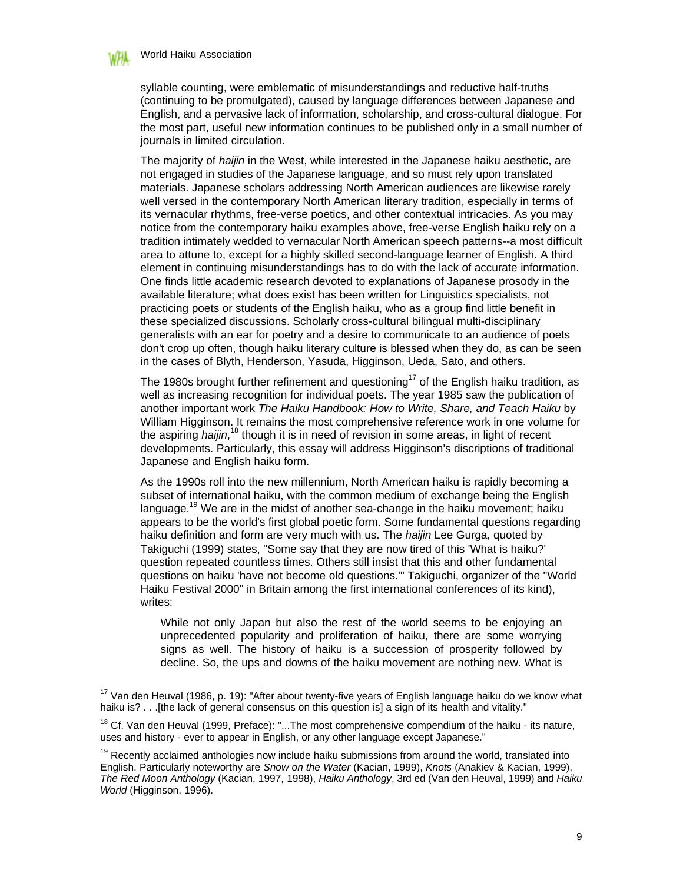syllable counting, were emblematic of misunderstandings and reductive half-truths (continuing to be promulgated), caused by language differences between Japanese and English, and a pervasive lack of information, scholarship, and cross-cultural dialogue. For the most part, useful new information continues to be published only in a small number of journals in limited circulation.

The majority of *haijin* in the West, while interested in the Japanese haiku aesthetic, are not engaged in studies of the Japanese language, and so must rely upon translated materials. Japanese scholars addressing North American audiences are likewise rarely well versed in the contemporary North American literary tradition, especially in terms of its vernacular rhythms, free-verse poetics, and other contextual intricacies. As you may notice from the contemporary haiku examples above, free-verse English haiku rely on a tradition intimately wedded to vernacular North American speech patterns--a most difficult area to attune to, except for a highly skilled second-language learner of English. A third element in continuing misunderstandings has to do with the lack of accurate information. One finds little academic research devoted to explanations of Japanese prosody in the available literature; what does exist has been written for Linguistics specialists, not practicing poets or students of the English haiku, who as a group find little benefit in these specialized discussions. Scholarly cross-cultural bilingual multi-disciplinary generalists with an ear for poetry and a desire to communicate to an audience of poets don't crop up often, though haiku literary culture is blessed when they do, as can be seen in the cases of Blyth, Henderson, Yasuda, Higginson, Ueda, Sato, and others.

The 1980s brought further refinement and questioning[17] of the English haiku tradition, as well as increasing recognition for individual poets. The year 1985 saw the publication of another important work *The Haiku Handbook: How to Write, Share, and Teach Haiku* by William Higginson. It remains the most comprehensive reference work in one volume for the aspiring *haijin*,[18] though it is in need of revision in some areas, in light of recent developments. Particularly, this essay will address Higginson's discriptions of traditional Japanese and English haiku form.

As the 1990s roll into the new millennium, North American haiku is rapidly becoming a subset of international haiku, with the common medium of exchange being the English language.[19] We are in the midst of another sea-change in the haiku movement; haiku appears to be the world's first global poetic form. Some fundamental questions regarding haiku definition and form are very much with us. The *haijin* Lee Gurga, quoted by Takiguchi (1999) states, "Some say that they are now tired of this 'What is haiku?' question repeated countless times. Others still insist that this and other fundamental questions on haiku 'have not become old questions.'" Takiguchi, organizer of the "World Haiku Festival 2000" in Britain among the first international conferences of its kind), writes:

> While not only Japan but also the rest of the world seems to be enjoying an unprecedented popularity and proliferation of haiku, there are some worrying signs as well. The history of haiku is a succession of prosperity followed by decline. So, the ups and downs of the haiku movement are nothing new. What is

---

[17] Van den Heuval (1986, p. 19): "After about twenty-five years of English language haiku do we know what haiku is? . . .[the lack of general consensus on this question is] a sign of its health and vitality."

[18] Cf. Van den Heuval (1999, Preface): "...The most comprehensive compendium of the haiku - its nature, uses and history - ever to appear in English, or any other language except Japanese."

[19] Recently acclaimed anthologies now include haiku submissions from around the world, translated into English. Particularly noteworthy are *Snow on the Water* (Kacian, 1999), *Knots* (Anakiev & Kacian, 1999), *The Red Moon Anthology* (Kacian, 1997, 1998), *Haiku Anthology*, 3rd ed (Van den Heuval, 1999) and *Haiku World* (Higginson, 1996).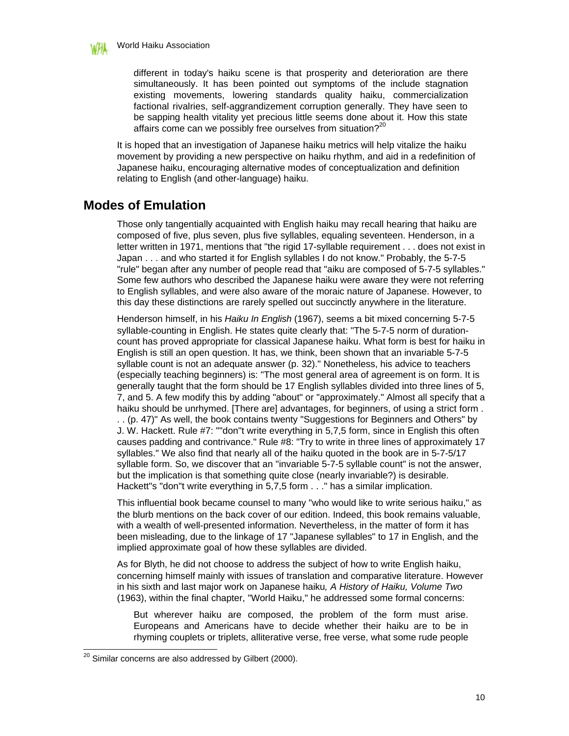> different in today's haiku scene is that prosperity and deterioration are there simultaneously. It has been pointed out symptoms of the include stagnation existing movements, lowering standards quality haiku, commercialization factional rivalries, self-aggrandizement corruption generally. They have seen to be sapping health vitality yet precious little seems done about it. How this state affairs come can we possibly free ourselves from situation?[20]

It is hoped that an investigation of Japanese haiku metrics will help vitalize the haiku movement by providing a new perspective on haiku rhythm, and aid in a redefinition of Japanese haiku, encouraging alternative modes of conceptualization and definition relating to English (and other-language) haiku.

## Modes of Emulation

Those only tangentially acquainted with English haiku may recall hearing that haiku are composed of five, plus seven, plus five syllables, equaling seventeen. Henderson, in a letter written in 1971, mentions that "the rigid 17-syllable requirement . . . does not exist in Japan . . . and who started it for English syllables I do not know." Probably, the 5-7-5 "rule" began after any number of people read that "aiku are composed of 5-7-5 syllables." Some few authors who described the Japanese haiku were aware they were not referring to English syllables, and were also aware of the moraic nature of Japanese. However, to this day these distinctions are rarely spelled out succinctly anywhere in the literature.

Henderson himself, in his *Haiku In English* (1967), seems a bit mixed concerning 5-7-5 syllable-counting in English. He states quite clearly that: "The 5-7-5 norm of duration-count has proved appropriate for classical Japanese haiku. What form is best for haiku in English is still an open question. It has, we think, been shown that an invariable 5-7-5 syllable count is not an adequate answer (p. 32)." Nonetheless, his advice to teachers (especially teaching beginners) is: "The most general area of agreement is on form. It is generally taught that the form should be 17 English syllables divided into three lines of 5, 7, and 5. A few modify this by adding "about" or "approximately." Almost all specify that a haiku should be unrhymed. [There are] advantages, for beginners, of using a strict form . . . (p. 47)" As well, the book contains twenty "Suggestions for Beginners and Others" by J. W. Hackett. Rule #7: ""don"t write everything in 5,7,5 form, since in English this often causes padding and contrivance." Rule #8: "Try to write in three lines of approximately 17 syllables." We also find that nearly all of the haiku quoted in the book are in 5-7-5/17 syllable form. So, we discover that an "invariable 5-7-5 syllable count" is not the answer, but the implication is that something quite close (nearly invariable?) is desirable. Hackett"s "don"t write everything in 5,7,5 form . . ." has a similar implication.

This influential book became counsel to many "who would like to write serious haiku," as the blurb mentions on the back cover of our edition. Indeed, this book remains valuable, with a wealth of well-presented information. Nevertheless, in the matter of form it has been misleading, due to the linkage of 17 "Japanese syllables" to 17 in English, and the implied approximate goal of how these syllables are divided.

As for Blyth, he did not choose to address the subject of how to write English haiku, concerning himself mainly with issues of translation and comparative literature. However in his sixth and last major work on Japanese haiku*, A History of Haiku, Volume Two* (1963), within the final chapter, "World Haiku," he addressed some formal concerns:

> But wherever haiku are composed, the problem of the form must arise. Europeans and Americans have to decide whether their haiku are to be in rhyming couplets or triplets, alliterative verse, free verse, what some rude people

[20] Similar concerns are also addressed by Gilbert (2000).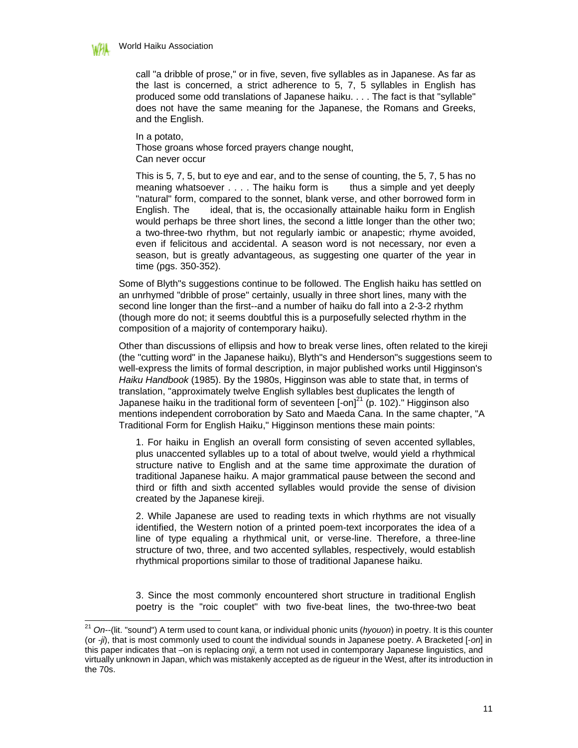call "a dribble of prose," or in five, seven, five syllables as in Japanese. As far as the last is concerned, a strict adherence to 5, 7, 5 syllables in English has produced some odd translations of Japanese haiku. . . . The fact is that "syllable" does not have the same meaning for the Japanese, the Romans and Greeks, and the English.

> In a potato,
> Those groans whose forced prayers change nought,
> Can never occur

This is 5, 7, 5, but to eye and ear, and to the sense of counting, the 5, 7, 5 has no meaning whatsoever . . . . The haiku form is thus a simple and yet deeply "natural" form, compared to the sonnet, blank verse, and other borrowed form in English. The ideal, that is, the occasionally attainable haiku form in English would perhaps be three short lines, the second a little longer than the other two; a two-three-two rhythm, but not regularly iambic or anapestic; rhyme avoided, even if felicitous and accidental. A season word is not necessary, nor even a season, but is greatly advantageous, as suggesting one quarter of the year in time (pgs. 350-352).

Some of Blyth"s suggestions continue to be followed. The English haiku has settled on an unrhymed "dribble of prose" certainly, usually in three short lines, many with the second line longer than the first--and a number of haiku do fall into a 2-3-2 rhythm (though more do not; it seems doubtful this is a purposefully selected rhythm in the composition of a majority of contemporary haiku).

Other than discussions of ellipsis and how to break verse lines, often related to the kireji (the "cutting word" in the Japanese haiku), Blyth"s and Henderson"s suggestions seem to well-express the limits of formal description, in major published works until Higginson's *Haiku Handbook* (1985). By the 1980s, Higginson was able to state that, in terms of translation, "approximately twelve English syllables best duplicates the length of Japanese haiku in the traditional form of seventeen [-on][21] (p. 102)." Higginson also mentions independent corroboration by Sato and Maeda Cana. In the same chapter, "A Traditional Form for English Haiku," Higginson mentions these main points:

1. For haiku in English an overall form consisting of seven accented syllables, plus unaccented syllables up to a total of about twelve, would yield a rhythmical structure native to English and at the same time approximate the duration of traditional Japanese haiku. A major grammatical pause between the second and third or fifth and sixth accented syllables would provide the sense of division created by the Japanese kireji.

2. While Japanese are used to reading texts in which rhythms are not visually identified, the Western notion of a printed poem-text incorporates the idea of a line of type equaling a rhythmical unit, or verse-line. Therefore, a three-line structure of two, three, and two accented syllables, respectively, would establish rhythmical proportions similar to those of traditional Japanese haiku.

3. Since the most commonly encountered short structure in traditional English poetry is the "roic couplet" with two five-beat lines, the two-three-two beat

---

[21] *On*--(lit. "sound") A term used to count kana, or individual phonic units (*hyouon*) in poetry. It is this counter (or *-ji*), that is most commonly used to count the individual sounds in Japanese poetry. A Bracketed [-*on*] in this paper indicates that –on is replacing *onji*, a term not used in contemporary Japanese linguistics, and virtually unknown in Japan, which was mistakenly accepted as de rigueur in the West, after its introduction in the 70s.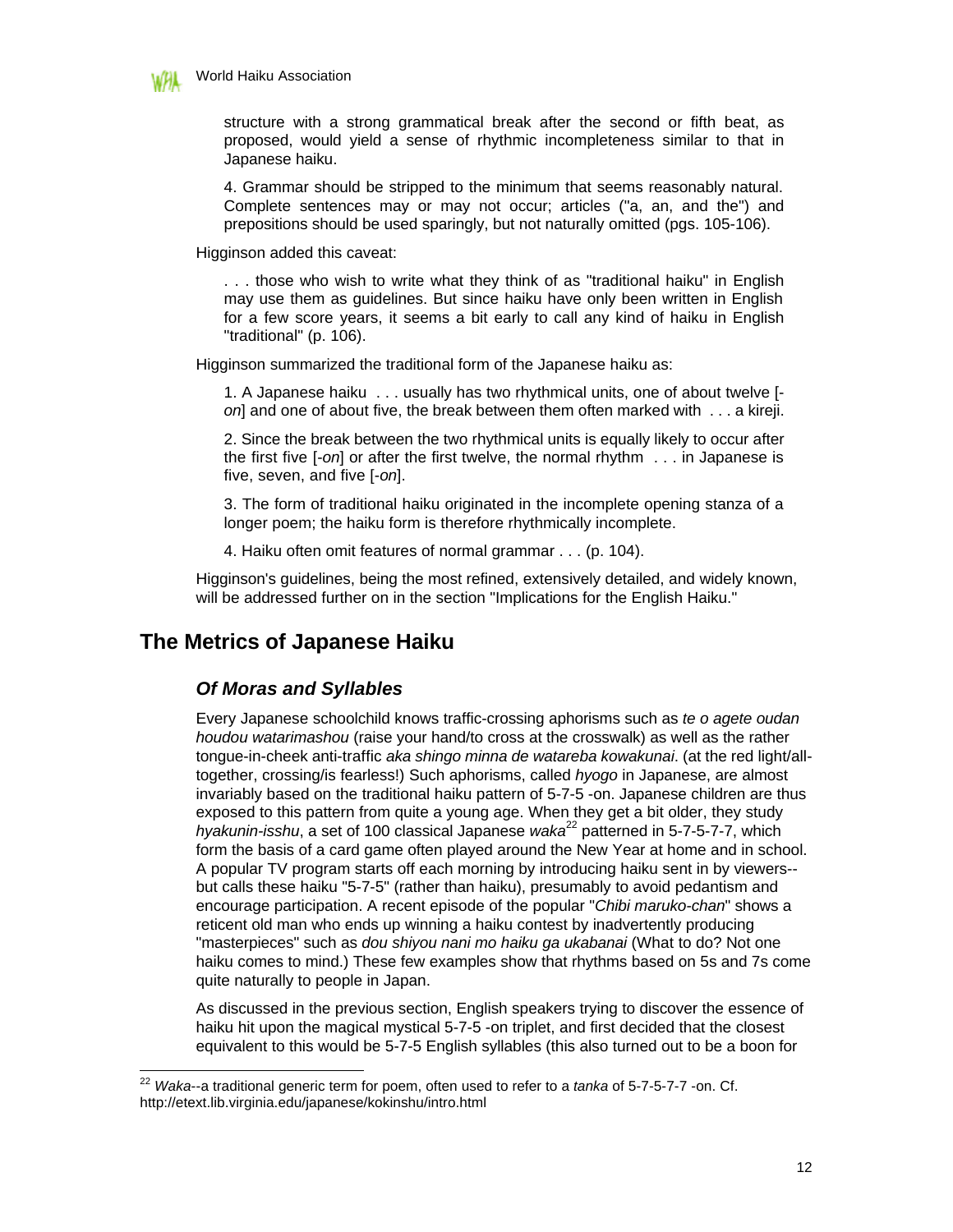> structure with a strong grammatical break after the second or fifth beat, as proposed, would yield a sense of rhythmic incompleteness similar to that in Japanese haiku.
>
> 4. Grammar should be stripped to the minimum that seems reasonably natural. Complete sentences may or may not occur; articles ("a, an, and the") and prepositions should be used sparingly, but not naturally omitted (pgs. 105-106).

Higginson added this caveat:

> . . . those who wish to write what they think of as "traditional haiku" in English may use them as guidelines. But since haiku have only been written in English for a few score years, it seems a bit early to call any kind of haiku in English "traditional" (p. 106).

Higginson summarized the traditional form of the Japanese haiku as:

> 1. A Japanese haiku . . . usually has two rhythmical units, one of about twelve [-*on*] and one of about five, the break between them often marked with . . . a kireji.
>
> 2. Since the break between the two rhythmical units is equally likely to occur after the first five [-*on*] or after the first twelve, the normal rhythm . . . in Japanese is five, seven, and five [-*on*].
>
> 3. The form of traditional haiku originated in the incomplete opening stanza of a longer poem; the haiku form is therefore rhythmically incomplete.
>
> 4. Haiku often omit features of normal grammar . . . (p. 104).

Higginson's guidelines, being the most refined, extensively detailed, and widely known, will be addressed further on in the section "Implications for the English Haiku."

## The Metrics of Japanese Haiku

### *Of Moras and Syllables*

Every Japanese schoolchild knows traffic-crossing aphorisms such as *te o agete oudan houdou watarimashou* (raise your hand/to cross at the crosswalk) as well as the rather tongue-in-cheek anti-traffic *aka shingo minna de watareba kowakunai*. (at the red light/all-together, crossing/is fearless!) Such aphorisms, called *hyogo* in Japanese, are almost invariably based on the traditional haiku pattern of 5-7-5 -on. Japanese children are thus exposed to this pattern from quite a young age. When they get a bit older, they study *hyakunin-isshu*, a set of 100 classical Japanese *waka*[22] patterned in 5-7-5-7-7, which form the basis of a card game often played around the New Year at home and in school. A popular TV program starts off each morning by introducing haiku sent in by viewers--but calls these haiku "5-7-5" (rather than haiku), presumably to avoid pedantism and encourage participation. A recent episode of the popular "*Chibi maruko-chan*" shows a reticent old man who ends up winning a haiku contest by inadvertently producing "masterpieces" such as *dou shiyou nani mo haiku ga ukabanai* (What to do? Not one haiku comes to mind.) These few examples show that rhythms based on 5s and 7s come quite naturally to people in Japan.

As discussed in the previous section, English speakers trying to discover the essence of haiku hit upon the magical mystical 5-7-5 -on triplet, and first decided that the closest equivalent to this would be 5-7-5 English syllables (this also turned out to be a boon for

---

[22] *Waka*--a traditional generic term for poem, often used to refer to a *tanka* of 5-7-5-7-7 -on. Cf. http://etext.lib.virginia.edu/japanese/kokinshu/intro.html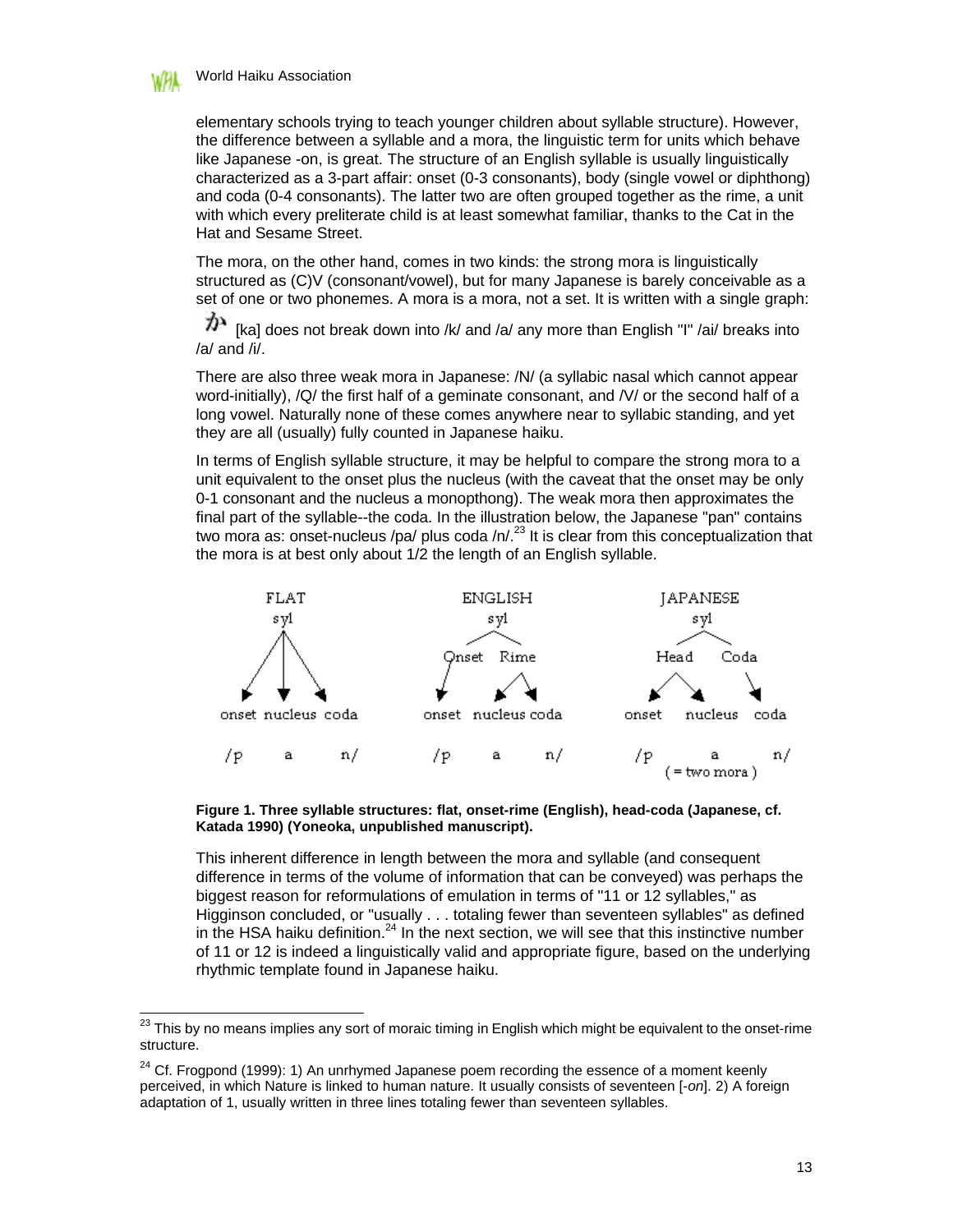elementary schools trying to teach younger children about syllable structure). However, the difference between a syllable and a mora, the linguistic term for units which behave like Japanese -on, is great. The structure of an English syllable is usually linguistically characterized as a 3-part affair: onset (0-3 consonants), body (single vowel or diphthong) and coda (0-4 consonants). The latter two are often grouped together as the rime, a unit with which every preliterate child is at least somewhat familiar, thanks to the Cat in the Hat and Sesame Street.

The mora, on the other hand, comes in two kinds: the strong mora is linguistically structured as (C)V (consonant/vowel), but for many Japanese is barely conceivable as a set of one or two phonemes. A mora is a mora, not a set. It is written with a single graph: か [ka] does not break down into /k/ and /a/ any more than English "I" /ai/ breaks into /a/ and /i/.

There are also three weak mora in Japanese: /N/ (a syllabic nasal which cannot appear word-initially), /Q/ the first half of a geminate consonant, and /V/ or the second half of a long vowel. Naturally none of these comes anywhere near to syllabic standing, and yet they are all (usually) fully counted in Japanese haiku.

In terms of English syllable structure, it may be helpful to compare the strong mora to a unit equivalent to the onset plus the nucleus (with the caveat that the onset may be only 0-1 consonant and the nucleus a monopthong). The weak mora then approximates the final part of the syllable--the coda. In the illustration below, the Japanese "pan" contains two mora as: onset-nucleus /pa/ plus coda /n/.[23] It is clear from this conceptualization that the mora is at best only about 1/2 the length of an English syllable.

FLAT: syl → onset nucleus coda; /p a n/

ENGLISH: syl → Onset Rime; Onset → onset; Rime → nucleus coda; /p a n/

JAPANESE: syl → Head Coda; Head → onset nucleus; Coda → coda; /p a n/ (= two mora)

**Figure 1. Three syllable structures: flat, onset-rime (English), head-coda (Japanese, cf. Katada 1990) (Yoneoka, unpublished manuscript).**

This inherent difference in length between the mora and syllable (and consequent difference in terms of the volume of information that can be conveyed) was perhaps the biggest reason for reformulations of emulation in terms of "11 or 12 syllables," as Higginson concluded, or "usually . . . totaling fewer than seventeen syllables" as defined in the HSA haiku definition.[24] In the next section, we will see that this instinctive number of 11 or 12 is indeed a linguistically valid and appropriate figure, based on the underlying rhythmic template found in Japanese haiku.

---

[23] This by no means implies any sort of moraic timing in English which might be equivalent to the onset-rime structure.

[24] Cf. Frogpond (1999): 1) An unrhymed Japanese poem recording the essence of a moment keenly perceived, in which Nature is linked to human nature. It usually consists of seventeen [-*on*]. 2) A foreign adaptation of 1, usually written in three lines totaling fewer than seventeen syllables.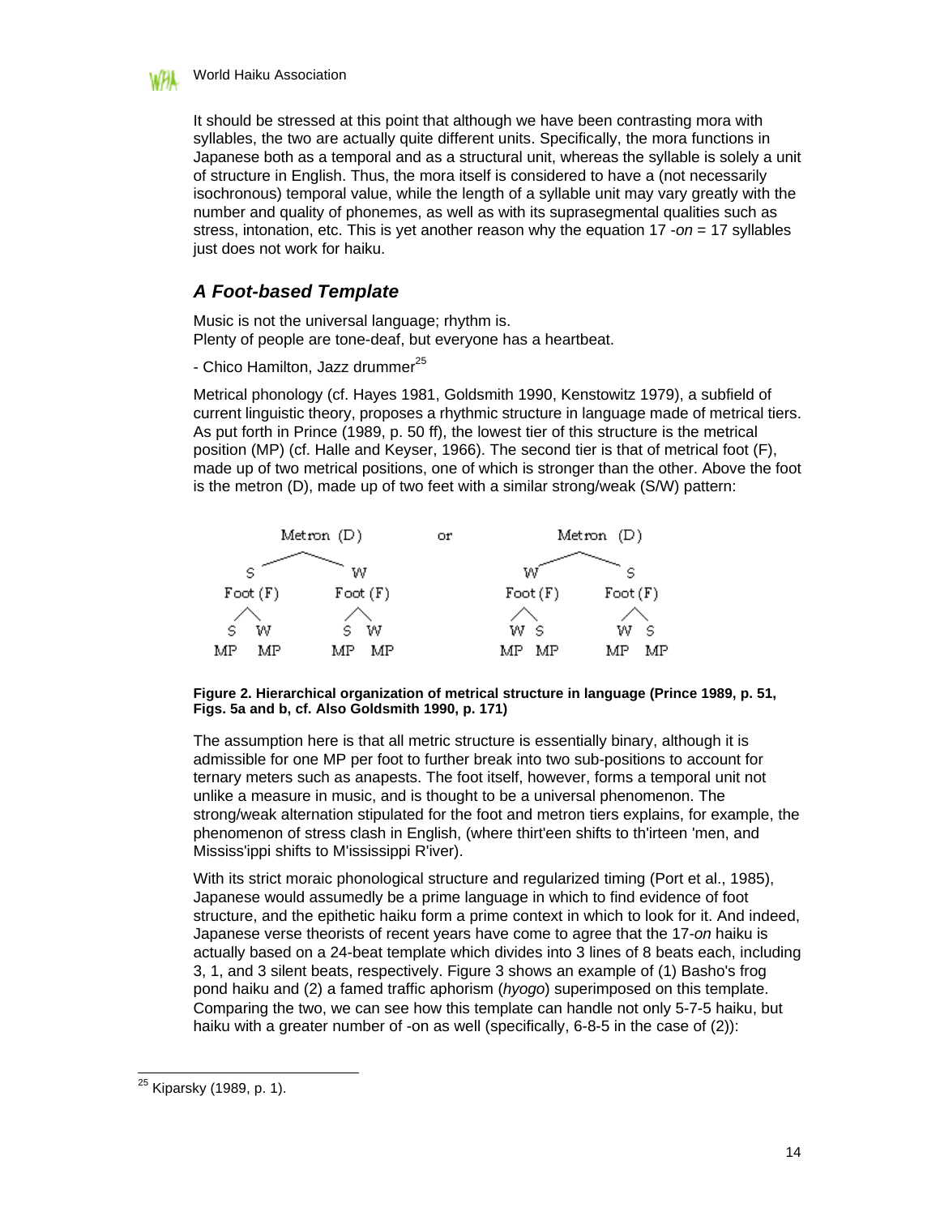It should be stressed at this point that although we have been contrasting mora with syllables, the two are actually quite different units. Specifically, the mora functions in Japanese both as a temporal and as a structural unit, whereas the syllable is solely a unit of structure in English. Thus, the mora itself is considered to have a (not necessarily isochronous) temporal value, while the length of a syllable unit may vary greatly with the number and quality of phonemes, as well as with its suprasegmental qualities such as stress, intonation, etc. This is yet another reason why the equation 17 -*on* = 17 syllables just does not work for haiku.

## *A Foot-based Template*

Music is not the universal language; rhythm is.
Plenty of people are tone-deaf, but everyone has a heartbeat.

- Chico Hamilton, Jazz drummer[25]

Metrical phonology (cf. Hayes 1981, Goldsmith 1990, Kenstowitz 1979), a subfield of current linguistic theory, proposes a rhythmic structure in language made of metrical tiers. As put forth in Prince (1989, p. 50 ff), the lowest tier of this structure is the metrical position (MP) (cf. Halle and Keyser, 1966). The second tier is that of metrical foot (F), made up of two metrical positions, one of which is stronger than the other. Above the foot is the metron (D), made up of two feet with a similar strong/weak (S/W) pattern:

```
            Metron (D)                 or            Metron (D)
     S                   W                      W                   S
  Foot (F)            Foot (F)               Foot (F)            Foot (F)
  S     W             S     W                W     S             W     S
 MP    MP            MP    MP               MP    MP            MP    MP
```

**Figure 2. Hierarchical organization of metrical structure in language (Prince 1989, p. 51, Figs. 5a and b, cf. Also Goldsmith 1990, p. 171)**

The assumption here is that all metric structure is essentially binary, although it is admissible for one MP per foot to further break into two sub-positions to account for ternary meters such as anapests. The foot itself, however, forms a temporal unit not unlike a measure in music, and is thought to be a universal phenomenon. The strong/weak alternation stipulated for the foot and metron tiers explains, for example, the phenomenon of stress clash in English, (where thirt'een shifts to th'irteen 'men, and Mississ'ippi shifts to M'ississippi R'iver).

With its strict moraic phonological structure and regularized timing (Port et al., 1985), Japanese would assumedly be a prime language in which to find evidence of foot structure, and the epithetic haiku form a prime context in which to look for it. And indeed, Japanese verse theorists of recent years have come to agree that the 17-*on* haiku is actually based on a 24-beat template which divides into 3 lines of 8 beats each, including 3, 1, and 3 silent beats, respectively. Figure 3 shows an example of (1) Basho's frog pond haiku and (2) a famed traffic aphorism (*hyogo*) superimposed on this template. Comparing the two, we can see how this template can handle not only 5-7-5 haiku, but haiku with a greater number of -on as well (specifically, 6-8-5 in the case of (2)):

---

[25] Kiparsky (1989, p. 1).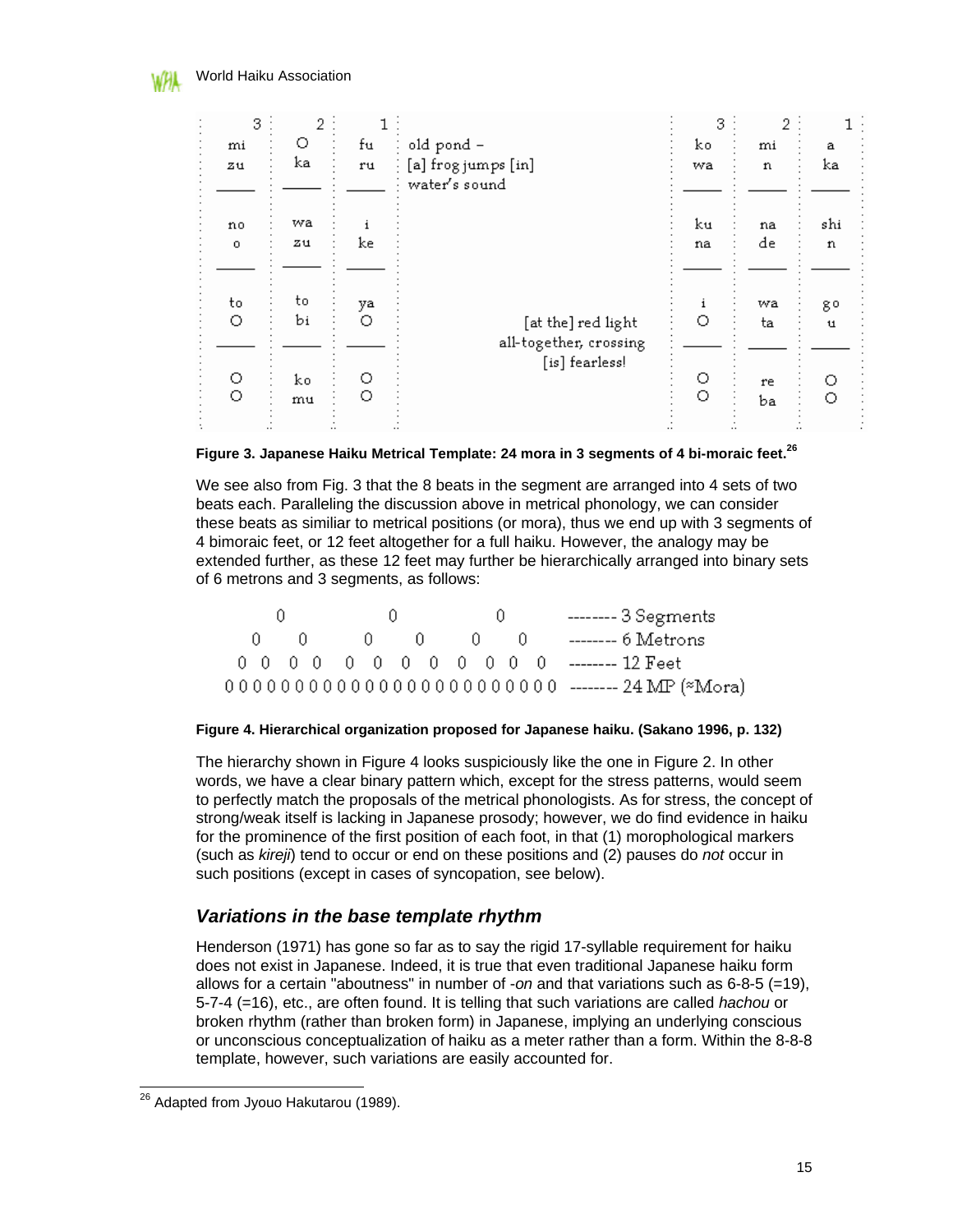| 3 | 2 | 1 | | 3 | 2 | 1 |
|---|---|---|---|---|---|---|
| mi zu | O ka | fu ru | old pond – [a] frog jumps [in] water's sound | ko wa | mi n | a ka |
| no o | wa zu | i ke | | ku na | na de | shi n |
| to O | to bi | ya O | [at the] red light all-together, crossing [is] fearless! | i O | wa ta | go u |
| O O | ko mu | O O | | O O | re ba | O O |

**Figure 3. Japanese Haiku Metrical Template: 24 mora in 3 segments of 4 bi-moraic feet.**[26]

We see also from Fig. 3 that the 8 beats in the segment are arranged into 4 sets of two beats each. Paralleling the discussion above in metrical phonology, we can consider these beats as similiar to metrical positions (or mora), thus we end up with 3 segments of 4 bimoraic feet, or 12 feet altogether for a full haiku. However, the analogy may be extended further, as these 12 feet may further be hierarchically arranged into binary sets of 6 metrons and 3 segments, as follows:

```
      0              0              0        -------- 3 Segments
   0     0       0      0       0      0     -------- 6 Metrons
  0 0   0 0    0 0    0 0    0 0    0 0      -------- 12 Feet
000000000000000000000000                     -------- 24 MP (≈Mora)
```

**Figure 4. Hierarchical organization proposed for Japanese haiku. (Sakano 1996, p. 132)**

The hierarchy shown in Figure 4 looks suspiciously like the one in Figure 2. In other words, we have a clear binary pattern which, except for the stress patterns, would seem to perfectly match the proposals of the metrical phonologists. As for stress, the concept of strong/weak itself is lacking in Japanese prosody; however, we do find evidence in haiku for the prominence of the first position of each foot, in that (1) morophological markers (such as *kireji*) tend to occur or end on these positions and (2) pauses do *not* occur in such positions (except in cases of syncopation, see below).

## *Variations in the base template rhythm*

Henderson (1971) has gone so far as to say the rigid 17-syllable requirement for haiku does not exist in Japanese. Indeed, it is true that even traditional Japanese haiku form allows for a certain "aboutness" in number of *-on* and that variations such as 6-8-5 (=19), 5-7-4 (=16), etc., are often found. It is telling that such variations are called *hachou* or broken rhythm (rather than broken form) in Japanese, implying an underlying conscious or unconscious conceptualization of haiku as a meter rather than a form. Within the 8-8-8 template, however, such variations are easily accounted for.

[26] Adapted from Jyouo Hakutarou (1989).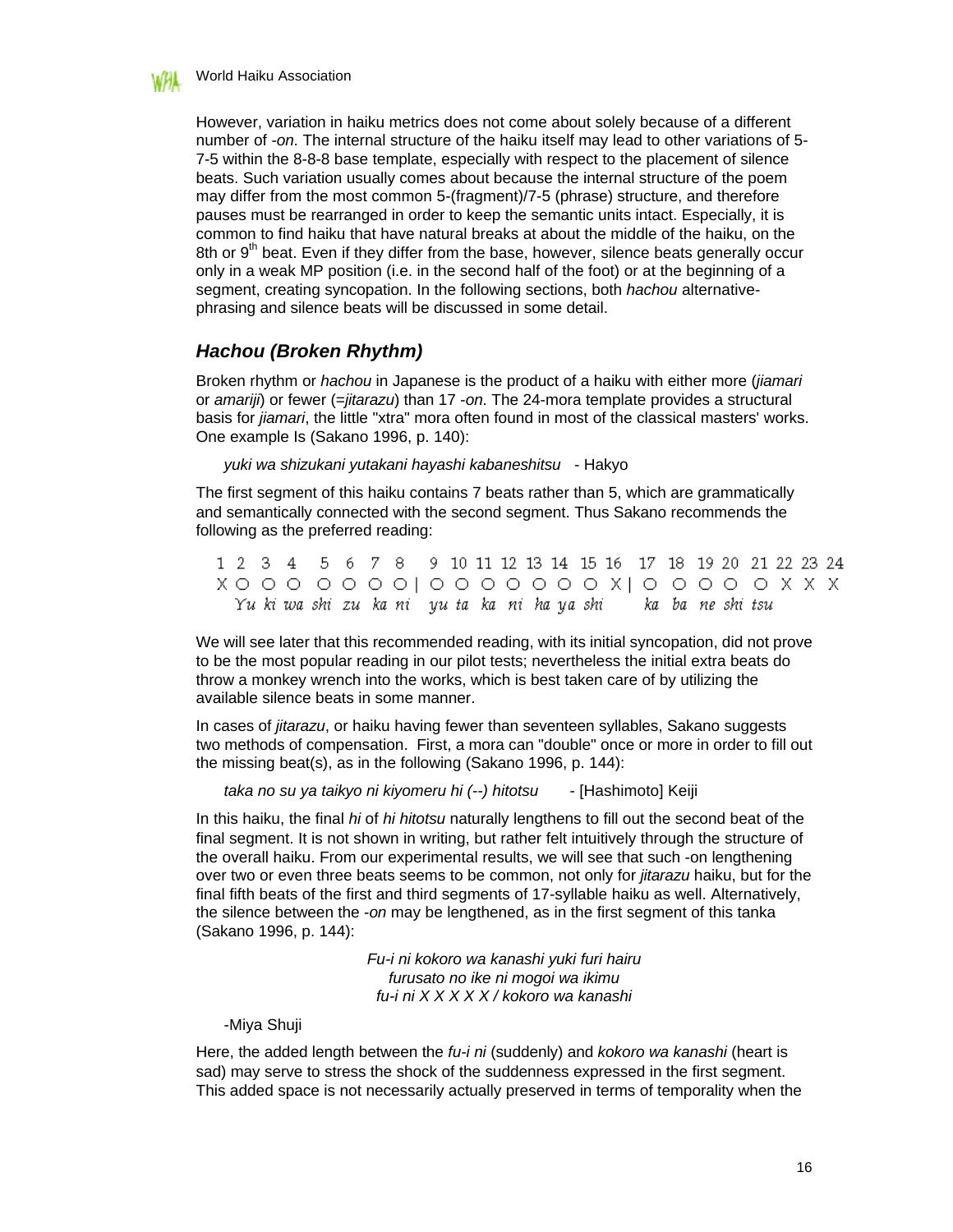However, variation in haiku metrics does not come about solely because of a different number of *-on*. The internal structure of the haiku itself may lead to other variations of 5-7-5 within the 8-8-8 base template, especially with respect to the placement of silence beats. Such variation usually comes about because the internal structure of the poem may differ from the most common 5-(fragment)/7-5 (phrase) structure, and therefore pauses must be rearranged in order to keep the semantic units intact. Especially, it is common to find haiku that have natural breaks at about the middle of the haiku, on the 8th or 9th beat. Even if they differ from the base, however, silence beats generally occur only in a weak MP position (i.e. in the second half of the foot) or at the beginning of a segment, creating syncopation. In the following sections, both *hachou* alternative-phrasing and silence beats will be discussed in some detail.

## *Hachou (Broken Rhythm)*

Broken rhythm or *hachou* in Japanese is the product of a haiku with either more (*jiamari* or *amariji*) or fewer (=*jitarazu*) than 17 *-on*. The 24-mora template provides a structural basis for *jiamari*, the little "xtra" mora often found in most of the classical masters' works. One example Is (Sakano 1996, p. 140):

*yuki wa shizukani yutakani hayashi kabaneshitsu* - Hakyo

The first segment of this haiku contains 7 beats rather than 5, which are grammatically and semantically connected with the second segment. Thus Sakano recommends the following as the preferred reading:

```
1  2  3  4  5  6  7  8 | 9  10 11 12 13 14 15 16 | 17 18 19 20 21 22 23 24
X  O  O  O  O  O  O  O | O  O  O  O  O  O  O  X  | O  O  O  O  O  X  X  X
   Yu ki wa shi zu ka ni  yu ta ka ni ha ya shi      ka ba ne shi tsu
```

We will see later that this recommended reading, with its initial syncopation, did not prove to be the most popular reading in our pilot tests; nevertheless the initial extra beats do throw a monkey wrench into the works, which is best taken care of by utilizing the available silence beats in some manner.

In cases of *jitarazu*, or haiku having fewer than seventeen syllables, Sakano suggests two methods of compensation. First, a mora can "double" once or more in order to fill out the missing beat(s), as in the following (Sakano 1996, p. 144):

*taka no su ya taikyo ni kiyomeru hi (--) hitotsu* - [Hashimoto] Keiji

In this haiku, the final *hi* of *hi hitotsu* naturally lengthens to fill out the second beat of the final segment. It is not shown in writing, but rather felt intuitively through the structure of the overall haiku. From our experimental results, we will see that such -on lengthening over two or even three beats seems to be common, not only for *jitarazu* haiku, but for the final fifth beats of the first and third segments of 17-syllable haiku as well. Alternatively, the silence between the *-on* may be lengthened, as in the first segment of this tanka (Sakano 1996, p. 144):

*Fu-i ni kokoro wa kanashi yuki furi hairu*
*furusato no ike ni mogoi wa ikimu*
*fu-i ni X X X X X / kokoro wa kanashi*

-Miya Shuji

Here, the added length between the *fu-i ni* (suddenly) and *kokoro wa kanashi* (heart is sad) may serve to stress the shock of the suddenness expressed in the first segment. This added space is not necessarily actually preserved in terms of temporality when the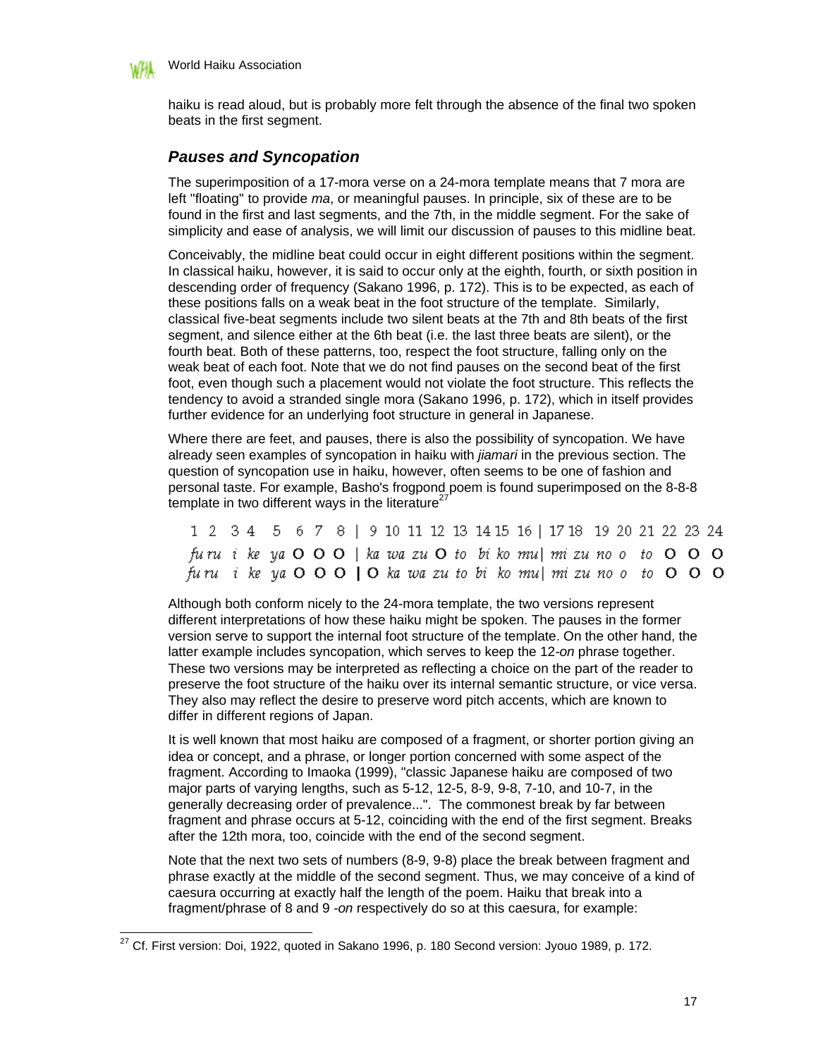haiku is read aloud, but is probably more felt through the absence of the final two spoken beats in the first segment.

### *Pauses and Syncopation*

The superimposition of a 17-mora verse on a 24-mora template means that 7 mora are left "floating" to provide *ma*, or meaningful pauses. In principle, six of these are to be found in the first and last segments, and the 7th, in the middle segment. For the sake of simplicity and ease of analysis, we will limit our discussion of pauses to this midline beat.

Conceivably, the midline beat could occur in eight different positions within the segment. In classical haiku, however, it is said to occur only at the eighth, fourth, or sixth position in descending order of frequency (Sakano 1996, p. 172). This is to be expected, as each of these positions falls on a weak beat in the foot structure of the template. Similarly, classical five-beat segments include two silent beats at the 7th and 8th beats of the first segment, and silence either at the 6th beat (i.e. the last three beats are silent), or the fourth beat. Both of these patterns, too, respect the foot structure, falling only on the weak beat of each foot. Note that we do not find pauses on the second beat of the first foot, even though such a placement would not violate the foot structure. This reflects the tendency to avoid a stranded single mora (Sakano 1996, p. 172), which in itself provides further evidence for an underlying foot structure in general in Japanese.

Where there are feet, and pauses, there is also the possibility of syncopation. We have already seen examples of syncopation in haiku with *jiamari* in the previous section. The question of syncopation use in haiku, however, often seems to be one of fashion and personal taste. For example, Basho's frogpond poem is found superimposed on the 8-8-8 template in two different ways in the literature[27]

```
1  2  3 4   5  6  7  8  | 9  10 11 12 13 14 15 16 | 17 18  19 20 21 22 23 24
fu ru  i  ke  ya O  O  O  | ka wa zu O  to  bi ko mu| mi zu no o   to  O  O  O
fu ru  i  ke  ya O  O  O  | O  ka wa zu to  bi  ko mu| mi zu no o   to  O  O  O
```

Although both conform nicely to the 24-mora template, the two versions represent different interpretations of how these haiku might be spoken. The pauses in the former version serve to support the internal foot structure of the template. On the other hand, the latter example includes syncopation, which serves to keep the 12-*on* phrase together. These two versions may be interpreted as reflecting a choice on the part of the reader to preserve the foot structure of the haiku over its internal semantic structure, or vice versa. They also may reflect the desire to preserve word pitch accents, which are known to differ in different regions of Japan.

It is well known that most haiku are composed of a fragment, or shorter portion giving an idea or concept, and a phrase, or longer portion concerned with some aspect of the fragment. According to Imaoka (1999), "classic Japanese haiku are composed of two major parts of varying lengths, such as 5-12, 12-5, 8-9, 9-8, 7-10, and 10-7, in the generally decreasing order of prevalence...". The commonest break by far between fragment and phrase occurs at 5-12, coinciding with the end of the first segment. Breaks after the 12th mora, too, coincide with the end of the second segment.

Note that the next two sets of numbers (8-9, 9-8) place the break between fragment and phrase exactly at the middle of the second segment. Thus, we may conceive of a kind of caesura occurring at exactly half the length of the poem. Haiku that break into a fragment/phrase of 8 and 9 -*on* respectively do so at this caesura, for example:

---

[27] Cf. First version: Doi, 1922, quoted in Sakano 1996, p. 180 Second version: Jyouo 1989, p. 172.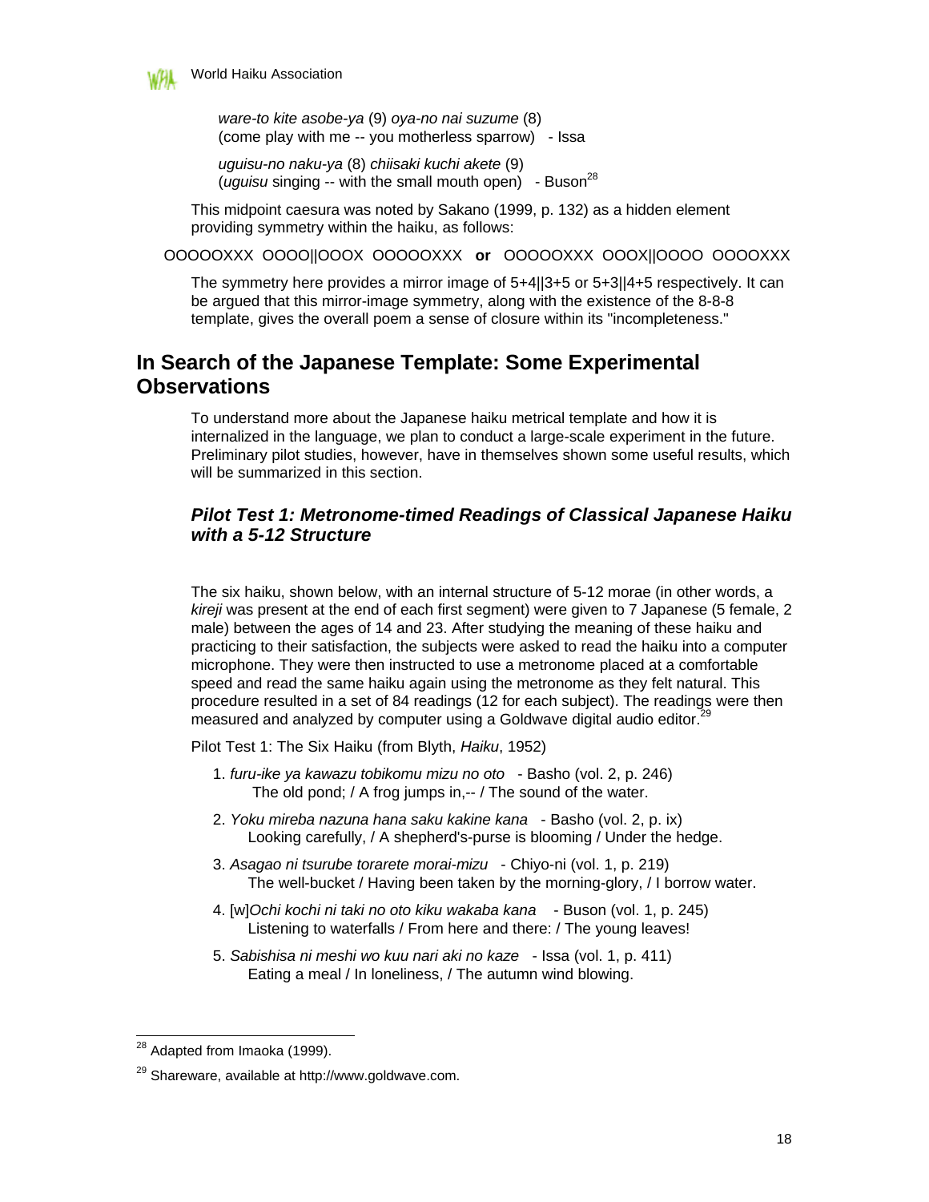*ware-to kite asobe-ya* (9) *oya-no nai suzume* (8)
(come play with me -- you motherless sparrow)   - Issa

*uguisu-no naku-ya* (8) *chiisaki kuchi akete* (9)
(*uguisu* singing -- with the small mouth open)   - Buson[28]

This midpoint caesura was noted by Sakano (1999, p. 132) as a hidden element providing symmetry within the haiku, as follows:

OOOOOXXX  OOOO||OOOX  OOOOOXXX  **or**  OOOOOXXX  OOOX||OOOO  OOOOXXX

The symmetry here provides a mirror image of 5+4||3+5 or 5+3||4+5 respectively. It can be argued that this mirror-image symmetry, along with the existence of the 8-8-8 template, gives the overall poem a sense of closure within its "incompleteness."

## In Search of the Japanese Template: Some Experimental Observations

To understand more about the Japanese haiku metrical template and how it is internalized in the language, we plan to conduct a large-scale experiment in the future. Preliminary pilot studies, however, have in themselves shown some useful results, which will be summarized in this section.

### *Pilot Test 1: Metronome-timed Readings of Classical Japanese Haiku with a 5-12 Structure*

The six haiku, shown below, with an internal structure of 5-12 morae (in other words, a *kireji* was present at the end of each first segment) were given to 7 Japanese (5 female, 2 male) between the ages of 14 and 23. After studying the meaning of these haiku and practicing to their satisfaction, the subjects were asked to read the haiku into a computer microphone. They were then instructed to use a metronome placed at a comfortable speed and read the same haiku again using the metronome as they felt natural. This procedure resulted in a set of 84 readings (12 for each subject). The readings were then measured and analyzed by computer using a Goldwave digital audio editor.[29]

Pilot Test 1: The Six Haiku (from Blyth, *Haiku*, 1952)

1. *furu-ike ya kawazu tobikomu mizu no oto*   - Basho (vol. 2, p. 246)
   The old pond; / A frog jumps in,-- / The sound of the water.
2. *Yoku mireba nazuna hana saku kakine kana*   - Basho (vol. 2, p. ix)
   Looking carefully, / A shepherd's-purse is blooming / Under the hedge.
3. *Asagao ni tsurube torarete morai-mizu*   - Chiyo-ni (vol. 1, p. 219)
   The well-bucket / Having been taken by the morning-glory, / I borrow water.
4. [w]*Ochi kochi ni taki no oto kiku wakaba kana*   - Buson (vol. 1, p. 245)
   Listening to waterfalls / From here and there: / The young leaves!
5. *Sabishisa ni meshi wo kuu nari aki no kaze*   - Issa (vol. 1, p. 411)
   Eating a meal / In loneliness, / The autumn wind blowing.

---

[28] Adapted from Imaoka (1999).

[29] Shareware, available at http://www.goldwave.com.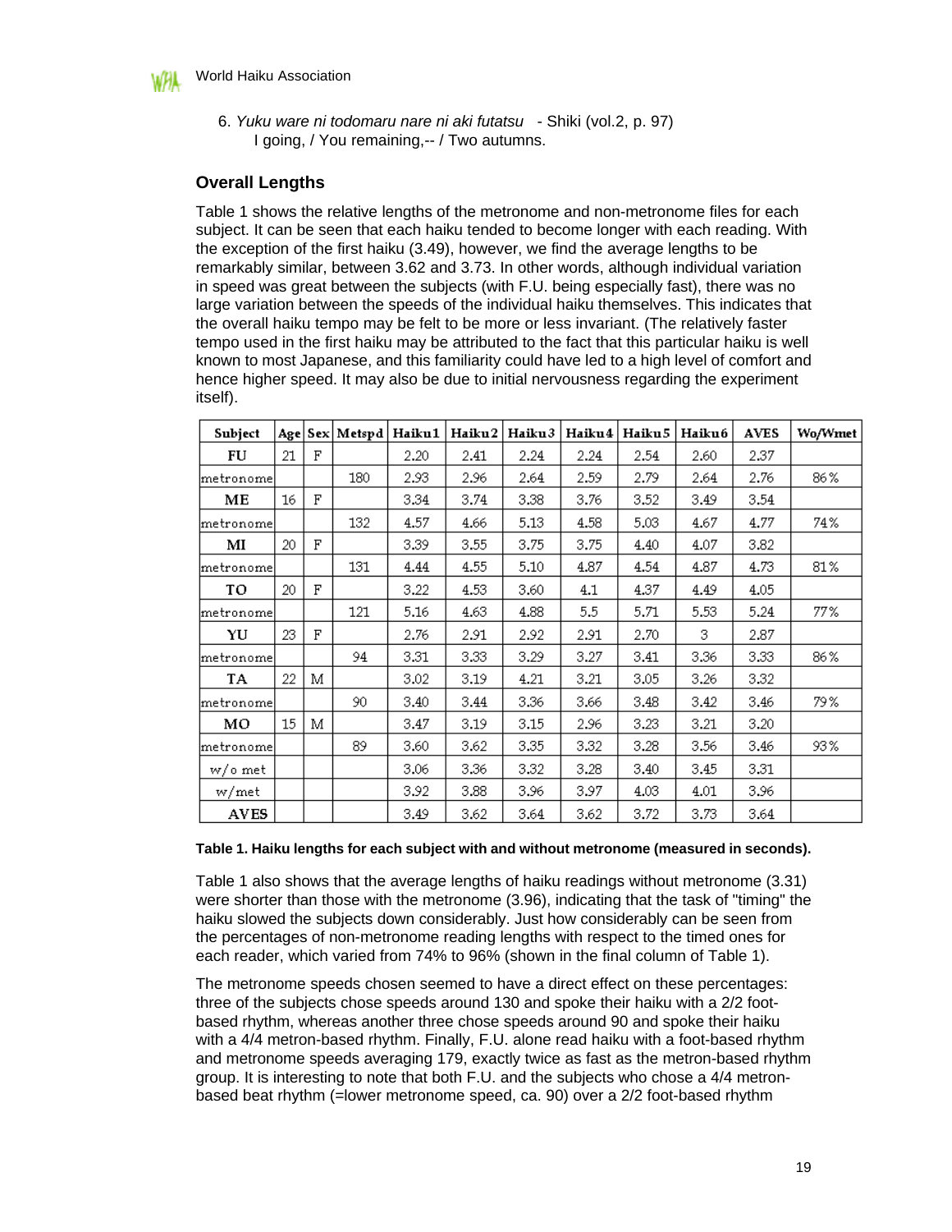6. *Yuku ware ni todomaru nare ni aki futatsu* - Shiki (vol.2, p. 97)
   I going, / You remaining,-- / Two autumns.

### Overall Lengths

Table 1 shows the relative lengths of the metronome and non-metronome files for each subject. It can be seen that each haiku tended to become longer with each reading. With the exception of the first haiku (3.49), however, we find the average lengths to be remarkably similar, between 3.62 and 3.73. In other words, although individual variation in speed was great between the subjects (with F.U. being especially fast), there was no large variation between the speeds of the individual haiku themselves. This indicates that the overall haiku tempo may be felt to be more or less invariant. (The relatively faster tempo used in the first haiku may be attributed to the fact that this particular haiku is well known to most Japanese, and this familiarity could have led to a high level of comfort and hence higher speed. It may also be due to initial nervousness regarding the experiment itself).

| Subject | Age | Sex | Metspd | Haiku1 | Haiku2 | Haiku3 | Haiku4 | Haiku5 | Haiku6 | AVES | Wo/Wmet |
|---|---|---|---|---|---|---|---|---|---|---|---|
| FU | 21 | F | | 2.20 | 2.41 | 2.24 | 2.24 | 2.54 | 2.60 | 2.37 | |
| metronome | | | 180 | 2.93 | 2.96 | 2.64 | 2.59 | 2.79 | 2.64 | 2.76 | 86% |
| ME | 16 | F | | 3.34 | 3.74 | 3.38 | 3.76 | 3.52 | 3.49 | 3.54 | |
| metronome | | | 132 | 4.57 | 4.66 | 5.13 | 4.58 | 5.03 | 4.67 | 4.77 | 74% |
| MI | 20 | F | | 3.39 | 3.55 | 3.75 | 3.75 | 4.40 | 4.07 | 3.82 | |
| metronome | | | 131 | 4.44 | 4.55 | 5.10 | 4.87 | 4.54 | 4.87 | 4.73 | 81% |
| TO | 20 | F | | 3.22 | 4.53 | 3.60 | 4.1 | 4.37 | 4.49 | 4.05 | |
| metronome | | | 121 | 5.16 | 4.63 | 4.88 | 5.5 | 5.71 | 5.53 | 5.24 | 77% |
| YU | 23 | F | | 2.76 | 2.91 | 2.92 | 2.91 | 2.70 | 3 | 2.87 | |
| metronome | | | 94 | 3.31 | 3.33 | 3.29 | 3.27 | 3.41 | 3.36 | 3.33 | 86% |
| TA | 22 | M | | 3.02 | 3.19 | 4.21 | 3.21 | 3.05 | 3.26 | 3.32 | |
| metronome | | | 90 | 3.40 | 3.44 | 3.36 | 3.66 | 3.48 | 3.42 | 3.46 | 79% |
| MO | 15 | M | | 3.47 | 3.19 | 3.15 | 2.96 | 3.23 | 3.21 | 3.20 | |
| metronome | | | 89 | 3.60 | 3.62 | 3.35 | 3.32 | 3.28 | 3.56 | 3.46 | 93% |
| w/o met | | | | 3.06 | 3.36 | 3.32 | 3.28 | 3.40 | 3.45 | 3.31 | |
| w/met | | | | 3.92 | 3.88 | 3.96 | 3.97 | 4.03 | 4.01 | 3.96 | |
| AVES | | | | 3.49 | 3.62 | 3.64 | 3.62 | 3.72 | 3.73 | 3.64 | |

**Table 1. Haiku lengths for each subject with and without metronome (measured in seconds).**

Table 1 also shows that the average lengths of haiku readings without metronome (3.31) were shorter than those with the metronome (3.96), indicating that the task of "timing" the haiku slowed the subjects down considerably. Just how considerably can be seen from the percentages of non-metronome reading lengths with respect to the timed ones for each reader, which varied from 74% to 96% (shown in the final column of Table 1).

The metronome speeds chosen seemed to have a direct effect on these percentages: three of the subjects chose speeds around 130 and spoke their haiku with a 2/2 foot-based rhythm, whereas another three chose speeds around 90 and spoke their haiku with a 4/4 metron-based rhythm. Finally, F.U. alone read haiku with a foot-based rhythm and metronome speeds averaging 179, exactly twice as fast as the metron-based rhythm group. It is interesting to note that both F.U. and the subjects who chose a 4/4 metron-based beat rhythm (=lower metronome speed, ca. 90) over a 2/2 foot-based rhythm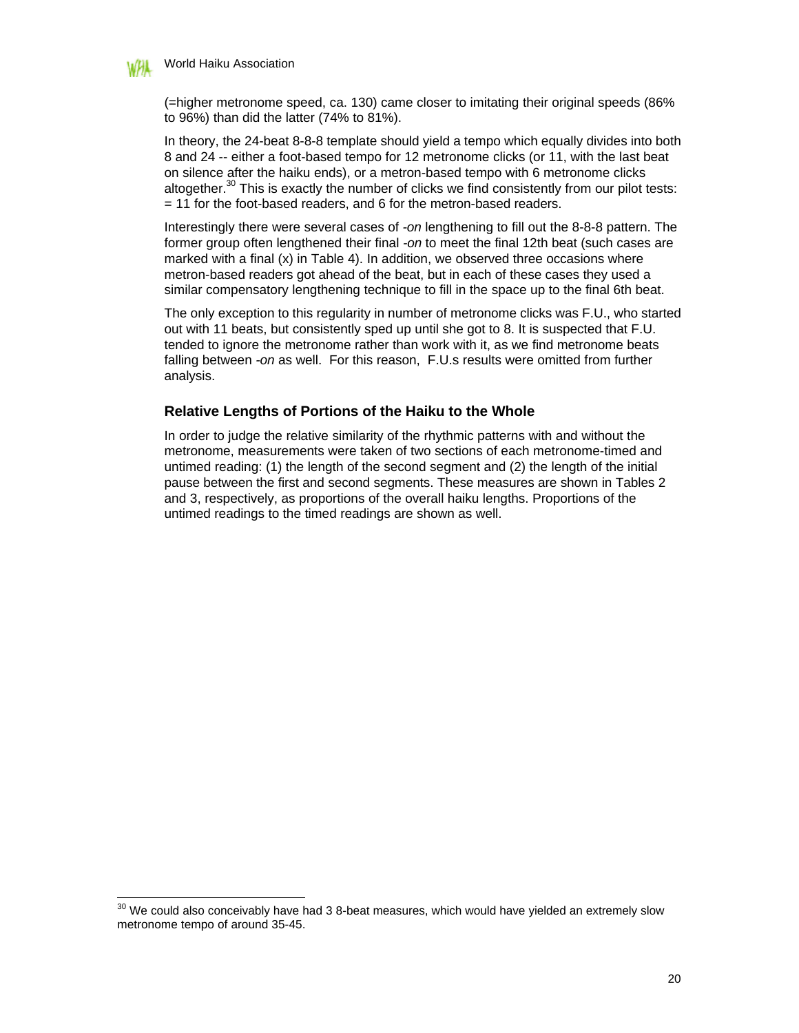(=higher metronome speed, ca. 130) came closer to imitating their original speeds (86% to 96%) than did the latter (74% to 81%).

In theory, the 24-beat 8-8-8 template should yield a tempo which equally divides into both 8 and 24 -- either a foot-based tempo for 12 metronome clicks (or 11, with the last beat on silence after the haiku ends), or a metron-based tempo with 6 metronome clicks altogether.[30] This is exactly the number of clicks we find consistently from our pilot tests: = 11 for the foot-based readers, and 6 for the metron-based readers.

Interestingly there were several cases of *-on* lengthening to fill out the 8-8-8 pattern. The former group often lengthened their final *-on* to meet the final 12th beat (such cases are marked with a final (x) in Table 4). In addition, we observed three occasions where metron-based readers got ahead of the beat, but in each of these cases they used a similar compensatory lengthening technique to fill in the space up to the final 6th beat.

The only exception to this regularity in number of metronome clicks was F.U., who started out with 11 beats, but consistently sped up until she got to 8. It is suspected that F.U. tended to ignore the metronome rather than work with it, as we find metronome beats falling between *-on* as well. For this reason, F.U.s results were omitted from further analysis.

### Relative Lengths of Portions of the Haiku to the Whole

In order to judge the relative similarity of the rhythmic patterns with and without the metronome, measurements were taken of two sections of each metronome-timed and untimed reading: (1) the length of the second segment and (2) the length of the initial pause between the first and second segments. These measures are shown in Tables 2 and 3, respectively, as proportions of the overall haiku lengths. Proportions of the untimed readings to the timed readings are shown as well.

---

[30] We could also conceivably have had 3 8-beat measures, which would have yielded an extremely slow metronome tempo of around 35-45.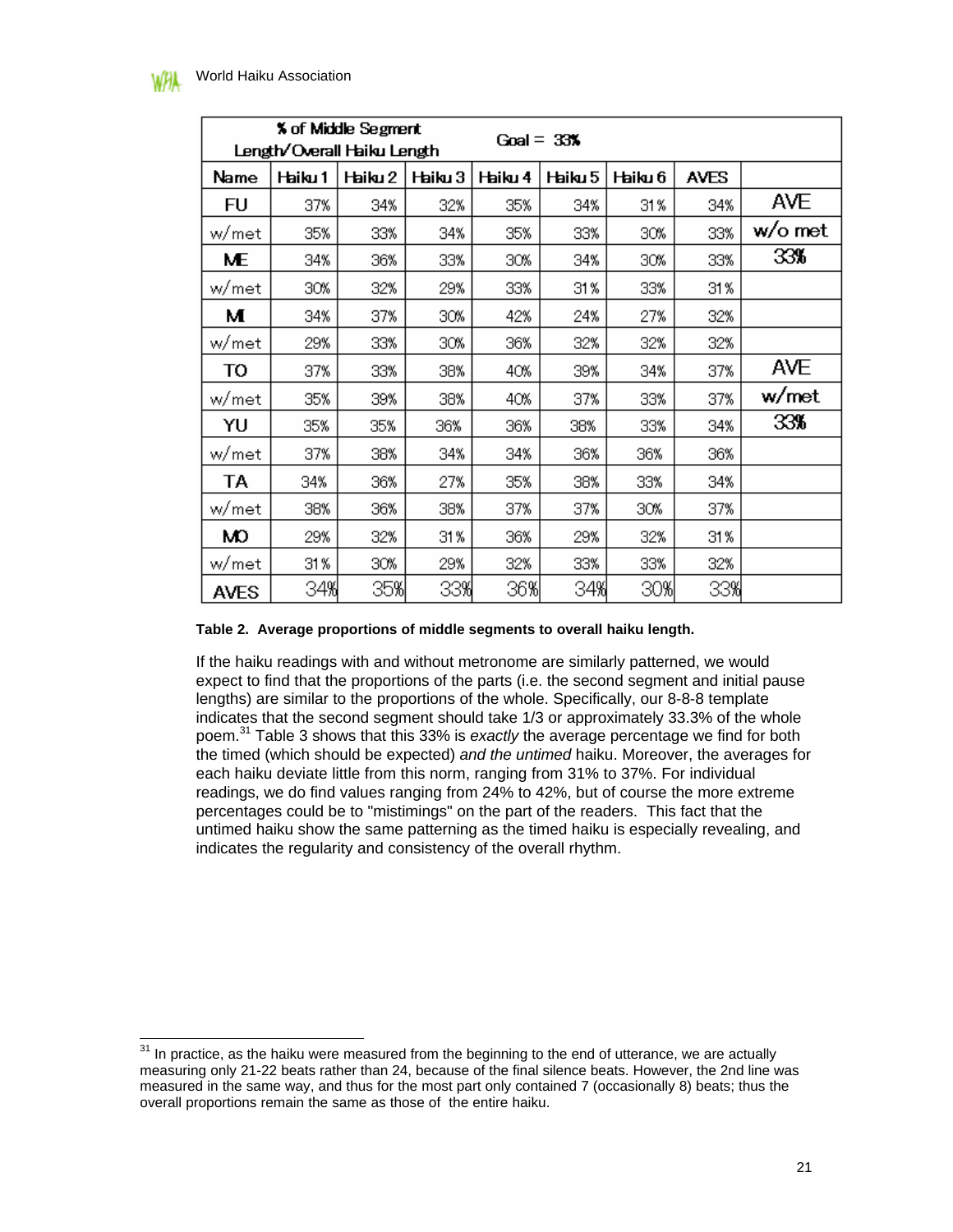| % of Middle Segment Length/Overall Haiku Length | | | Goal = 33% | | | | | |
|---|---|---|---|---|---|---|---|---|
| Name | Haiku 1 | Haiku 2 | Haiku 3 | Haiku 4 | Haiku 5 | Haiku 6 | AVES | |
| FU | 37% | 34% | 32% | 35% | 34% | 31% | 34% | AVE |
| w/met | 35% | 33% | 34% | 35% | 33% | 30% | 33% | w/o met |
| ME | 34% | 36% | 33% | 30% | 34% | 30% | 33% | 33% |
| w/met | 30% | 32% | 29% | 33% | 31% | 33% | 31% | |
| MI | 34% | 37% | 30% | 42% | 24% | 27% | 32% | |
| w/met | 29% | 33% | 30% | 36% | 32% | 32% | 32% | |
| TO | 37% | 33% | 38% | 40% | 39% | 34% | 37% | AVE |
| w/met | 35% | 39% | 38% | 40% | 37% | 33% | 37% | w/met |
| YU | 35% | 35% | 36% | 36% | 38% | 33% | 34% | 33% |
| w/met | 37% | 38% | 34% | 34% | 36% | 36% | 36% | |
| TA | 34% | 36% | 27% | 35% | 38% | 33% | 34% | |
| w/met | 38% | 36% | 38% | 37% | 37% | 30% | 37% | |
| MO | 29% | 32% | 31% | 36% | 29% | 32% | 31% | |
| w/met | 31% | 30% | 29% | 32% | 33% | 33% | 32% | |
| AVES | 34% | 35% | 33% | 36% | 34% | 30% | 33% | |

**Table 2. Average proportions of middle segments to overall haiku length.**

If the haiku readings with and without metronome are similarly patterned, we would expect to find that the proportions of the parts (i.e. the second segment and initial pause lengths) are similar to the proportions of the whole. Specifically, our 8-8-8 template indicates that the second segment should take 1/3 or approximately 33.3% of the whole poem.[31] Table 3 shows that this 33% is *exactly* the average percentage we find for both the timed (which should be expected) *and the untimed* haiku. Moreover, the averages for each haiku deviate little from this norm, ranging from 31% to 37%. For individual readings, we do find values ranging from 24% to 42%, but of course the more extreme percentages could be to "mistimings" on the part of the readers. This fact that the untimed haiku show the same patterning as the timed haiku is especially revealing, and indicates the regularity and consistency of the overall rhythm.

---

[31] In practice, as the haiku were measured from the beginning to the end of utterance, we are actually measuring only 21-22 beats rather than 24, because of the final silence beats. However, the 2nd line was measured in the same way, and thus for the most part only contained 7 (occasionally 8) beats; thus the overall proportions remain the same as those of the entire haiku.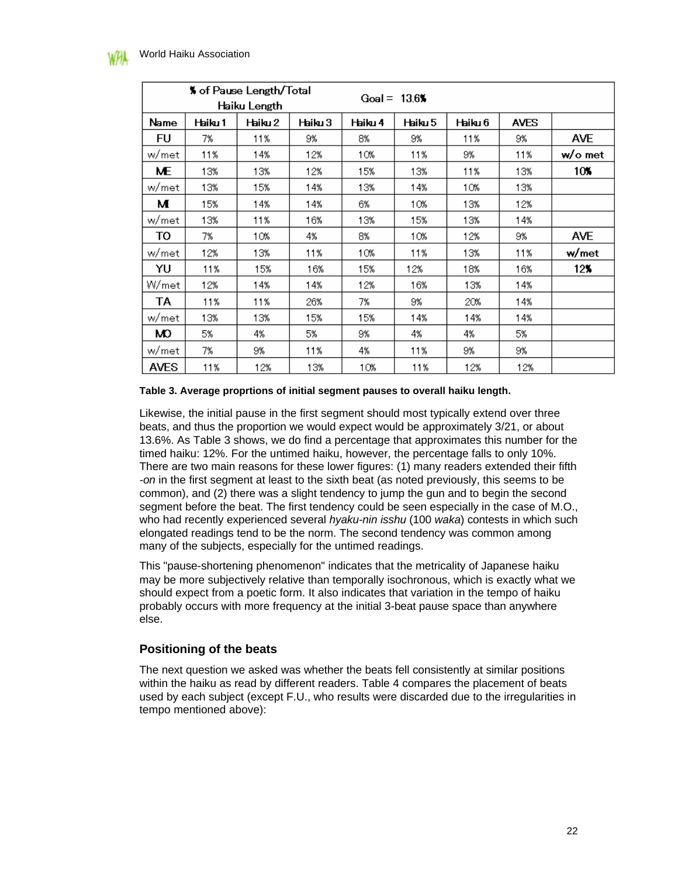| % of Pause Length/Total Haiku Length | | | | Goal = 13.6% | | | | |
|---|---|---|---|---|---|---|---|---|
| Name | Haiku 1 | Haiku 2 | Haiku 3 | Haiku 4 | Haiku 5 | Haiku 6 | AVES | |
| FU | 7% | 11% | 9% | 8% | 9% | 11% | 9% | AVE |
| w/met | 11% | 14% | 12% | 10% | 11% | 9% | 11% | w/o met |
| ME | 13% | 13% | 12% | 15% | 13% | 11% | 13% | 10% |
| w/met | 13% | 15% | 14% | 13% | 14% | 10% | 13% | |
| MI | 15% | 14% | 14% | 6% | 10% | 13% | 12% | |
| w/met | 13% | 11% | 16% | 13% | 15% | 13% | 14% | |
| TO | 7% | 10% | 4% | 8% | 10% | 12% | 9% | AVE |
| w/met | 12% | 13% | 11% | 10% | 11% | 13% | 11% | w/met |
| YU | 11% | 15% | 16% | 15% | 12% | 18% | 16% | 12% |
| W/met | 12% | 14% | 14% | 12% | 16% | 13% | 14% | |
| TA | 11% | 11% | 26% | 7% | 9% | 20% | 14% | |
| w/met | 13% | 13% | 15% | 15% | 14% | 14% | 14% | |
| MO | 5% | 4% | 5% | 9% | 4% | 4% | 5% | |
| w/met | 7% | 9% | 11% | 4% | 11% | 9% | 9% | |
| AVES | 11% | 12% | 13% | 10% | 11% | 12% | 12% | |

**Table 3. Average proprtions of initial segment pauses to overall haiku length.**

Likewise, the initial pause in the first segment should most typically extend over three beats, and thus the proportion we would expect would be approximately 3/21, or about 13.6%. As Table 3 shows, we do find a percentage that approximates this number for the timed haiku: 12%. For the untimed haiku, however, the percentage falls to only 10%. There are two main reasons for these lower figures: (1) many readers extended their fifth -*on* in the first segment at least to the sixth beat (as noted previously, this seems to be common), and (2) there was a slight tendency to jump the gun and to begin the second segment before the beat. The first tendency could be seen especially in the case of M.O., who had recently experienced several *hyaku-nin isshu* (100 *waka*) contests in which such elongated readings tend to be the norm. The second tendency was common among many of the subjects, especially for the untimed readings.

This "pause-shortening phenomenon" indicates that the metricality of Japanese haiku may be more subjectively relative than temporally isochronous, which is exactly what we should expect from a poetic form. It also indicates that variation in the tempo of haiku probably occurs with more frequency at the initial 3-beat pause space than anywhere else.

## Positioning of the beats

The next question we asked was whether the beats fell consistently at similar positions within the haiku as read by different readers. Table 4 compares the placement of beats used by each subject (except F.U., who results were discarded due to the irregularities in tempo mentioned above):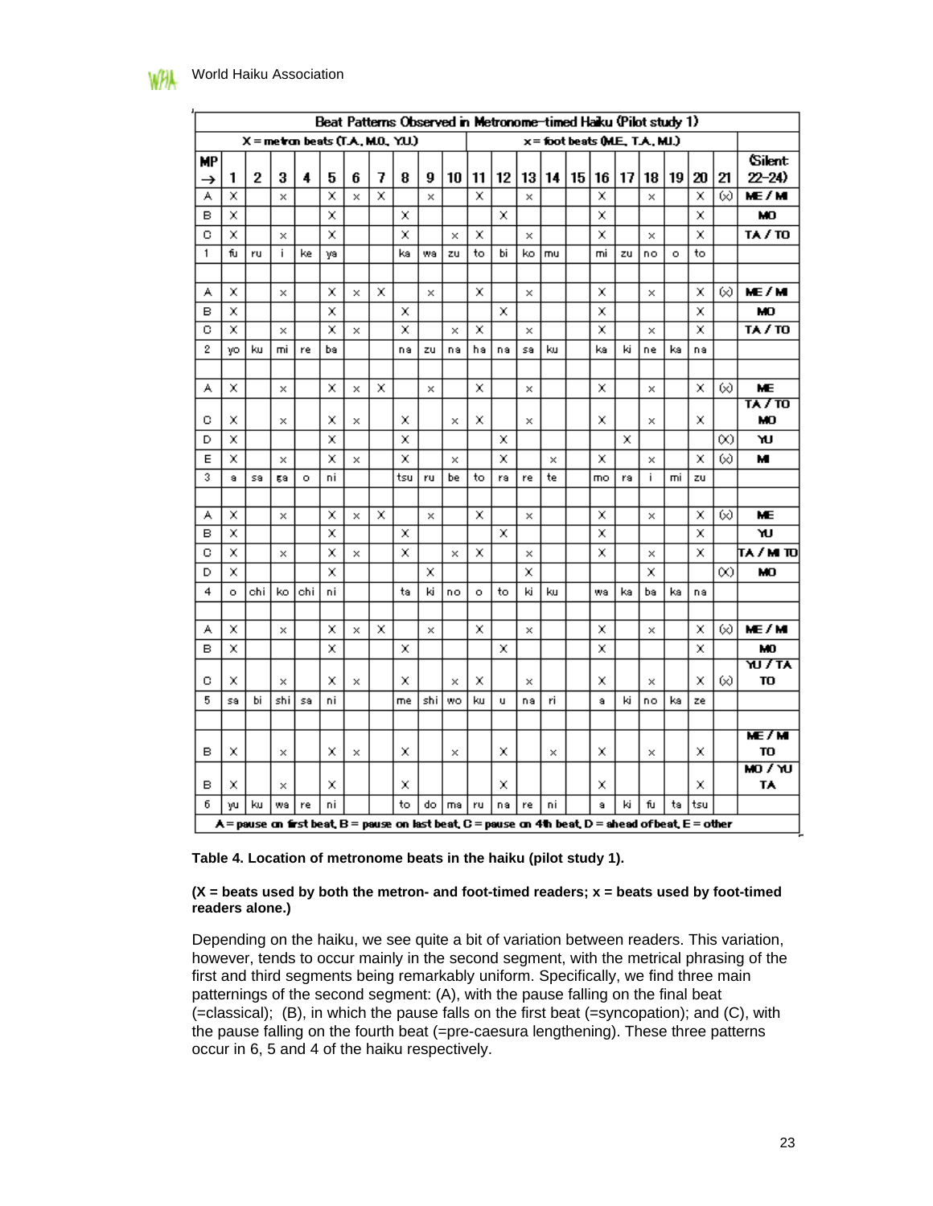| Beat Patterns Observed in Metronome-timed Haiku (Pilot study 1) | | | | | | | | | | | | | | | | | | | | | | |
|---|---|---|---|---|---|---|---|---|---|---|---|---|---|---|---|---|---|---|---|---|---|---|
| X = metron beats (T.A., M.O., Y.U.) | | | | | | | | | | x = foot beats (M.E., T.A., M.I.) | | | | | | | | | | | | |
| MP → | 1 | 2 | 3 | 4 | 5 | 6 | 7 | 8 | 9 | 10 | 11 | 12 | 13 | 14 | 15 | 16 | 17 | 18 | 19 | 20 | 21 | (Silent: 22–24) |
| A | X | | x | | X | x | X | | x | | X | | x | | | X | | x | | X | (x) | ME / MI |
| B | X | | | | X | | | X | | | | X | | | | X | | | | X | | MO |
| C | X | | x | | X | | | X | | x | X | | x | | | X | | x | | X | | TA / TO |
| 1 | fu | ru | i | ke | ya | | | ka | wa | zu | to | bi | ko | mu | | mi | zu | no | o | to | | |
| | | | | | | | | | | | | | | | | | | | | | | |
| A | X | | x | | X | x | X | | x | | X | | x | | | X | | x | | X | (x) | ME / MI |
| B | X | | | | X | | | X | | | | X | | | | X | | | | X | | MO |
| C | X | | x | | X | x | | X | | x | X | | x | | | X | | x | | X | | TA / TO |
| 2 | yo | ku | mi | re | ba | | | na | zu | na | ha | na | sa | ku | | ka | ki | ne | ka | na | | |
| | | | | | | | | | | | | | | | | | | | | | | |
| A | X | | x | | X | x | X | | x | | X | | x | | | X | | x | | X | (x) | ME |
| C | X | | x | | X | x | | X | | x | X | | x | | | X | | x | | X | | TA / TO MO |
| D | X | | | | X | | | X | | | | X | | | | | X | | | | (X) | YU |
| E | X | | x | | X | x | | X | | x | | X | | x | | X | | x | | X | (x) | MI |
| 3 | a | sa | ga | o | ni | | | tsu | ru | be | to | ra | re | te | | mo | ra | i | mi | zu | | |
| | | | | | | | | | | | | | | | | | | | | | | |
| A | X | | x | | X | x | X | | x | | X | | x | | | X | | x | | X | (x) | ME |
| B | X | | | | X | | | X | | | | X | | | | X | | | | X | | YU |
| C | X | | x | | X | x | | X | | x | X | | x | | | X | | x | | X | | TA / MI TO |
| D | X | | | | X | | | | X | | | | X | | | | | X | | | (X) | MO |
| 4 | o | chi | ko | chi | ni | | | ta | ki | no | o | to | ki | ku | | wa | ka | ba | ka | na | | |
| | | | | | | | | | | | | | | | | | | | | | | |
| A | X | | x | | X | x | X | | x | | X | | x | | | X | | x | | X | (x) | ME / MI |
| B | X | | | | X | | | X | | | | X | | | | X | | | | X | | MO |
| C | X | | x | | X | x | | X | | x | X | | x | | | X | | x | | X | (x) | YU / TA TO |
| 5 | sa | bi | shi | sa | ni | | | me | shi | wo | ku | u | na | ri | | a | ki | no | ka | ze | | |
| | | | | | | | | | | | | | | | | | | | | | | |
| B | X | | x | | X | x | | X | | x | | X | | x | | X | | x | | X | | ME / MI TO |
| B | X | | x | | X | | | X | | | | X | | | | X | | | | X | | MO / YU TA |
| 6 | yu | ku | wa | re | ni | | | to | do | ma | ru | na | re | ni | | a | ki | fu | ta | tsu | | |
| A = pause on first beat, B = pause on last beat, C = pause on 4th beat, D = ahead of beat, E = other | | | | | | | | | | | | | | | | | | | | | | |

**Table 4. Location of metronome beats in the haiku (pilot study 1).**

**(X = beats used by both the metron- and foot-timed readers; x = beats used by foot-timed readers alone.)**

Depending on the haiku, we see quite a bit of variation between readers. This variation, however, tends to occur mainly in the second segment, with the metrical phrasing of the first and third segments being remarkably uniform. Specifically, we find three main patternings of the second segment: (A), with the pause falling on the final beat (=classical); (B), in which the pause falls on the first beat (=syncopation); and (C), with the pause falling on the fourth beat (=pre-caesura lengthening). These three patterns occur in 6, 5 and 4 of the haiku respectively.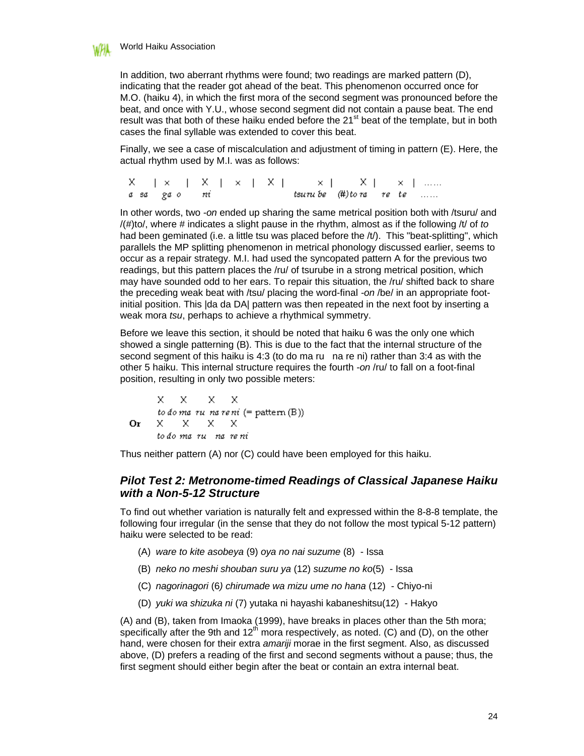In addition, two aberrant rhythms were found; two readings are marked pattern (D), indicating that the reader got ahead of the beat. This phenomenon occurred once for M.O. (haiku 4), in which the first mora of the second segment was pronounced before the beat, and once with Y.U., whose second segment did not contain a pause beat. The end result was that both of these haiku ended before the 21st beat of the template, but in both cases the final syllable was extended to cover this beat.

Finally, we see a case of miscalculation and adjustment of timing in pattern (E). Here, the actual rhythm used by M.I. was as follows:

```
X    | ×    | X  | ×  | X |          × |        X |      × | ......
a sa   ga o    ni                   tsuru be  (#)to ra    re  te   ......
```

In other words, two *-on* ended up sharing the same metrical position both with /tsuru/ and /(#)to/, where # indicates a slight pause in the rhythm, almost as if the following /t/ of *to* had been geminated (i.e. a little tsu was placed before the /t/). This "beat-splitting", which parallels the MP splitting phenomenon in metrical phonology discussed earlier, seems to occur as a repair strategy. M.I. had used the syncopated pattern A for the previous two readings, but this pattern places the /ru/ of tsurube in a strong metrical position, which may have sounded odd to her ears. To repair this situation, the /ru/ shifted back to share the preceding weak beat with /tsu/ placing the word-final *-on* /be/ in an appropriate foot-initial position. This |da da DA| pattern was then repeated in the next foot by inserting a weak mora *tsu*, perhaps to achieve a rhythmical symmetry.

Before we leave this section, it should be noted that haiku 6 was the only one which showed a single patterning (B). This is due to the fact that the internal structure of the second segment of this haiku is 4:3 (to do ma ru   na re ni) rather than 3:4 as with the other 5 haiku. This internal structure requires the fourth *-on* /ru/ to fall on a foot-final position, resulting in only two possible meters:

```
      X    X     X    X
      to do ma  ru  na re ni  (= pattern (B))
Or    X    X     X    X
      to do ma  ru    na re ni
```

Thus neither pattern (A) nor (C) could have been employed for this haiku.

### *Pilot Test 2: Metronome-timed Readings of Classical Japanese Haiku with a Non-5-12 Structure*

To find out whether variation is naturally felt and expressed within the 8-8-8 template, the following four irregular (in the sense that they do not follow the most typical 5-12 pattern) haiku were selected to be read:

(A) *ware to kite asobeya* (9) *oya no nai suzume* (8) - Issa

(B) *neko no meshi shouban suru ya* (12) *suzume no ko*(5) - Issa

(C) *nagorinagori* (6*) chirumade wa mizu ume no hana* (12) - Chiyo-ni

(D) *yuki wa shizuka ni* (7) yutaka ni hayashi kabaneshitsu(12) - Hakyo

(A) and (B), taken from Imaoka (1999), have breaks in places other than the 5th mora; specifically after the 9th and 12th mora respectively, as noted. (C) and (D), on the other hand, were chosen for their extra *amariji* morae in the first segment. Also, as discussed above, (D) prefers a reading of the first and second segments without a pause; thus, the first segment should either begin after the beat or contain an extra internal beat.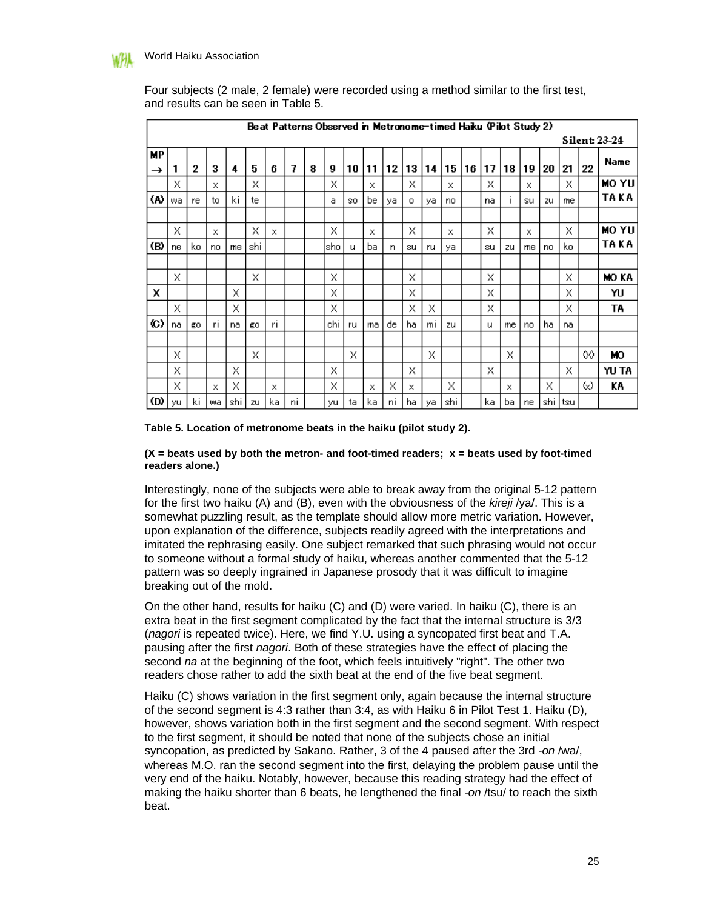Four subjects (2 male, 2 female) were recorded using a method similar to the first test, and results can be seen in Table 5.

| Beat Patterns Observed in Metronome-timed Haiku (Pilot Study 2) | | | | | | | | | | | | | | | | | | | | | | | Silent: 23-24 |
|---|---|---|---|---|---|---|---|---|---|---|---|---|---|---|---|---|---|---|---|---|---|---|---|
| **MP →** | **1** | **2** | **3** | **4** | **5** | **6** | **7** | **8** | **9** | **10** | **11** | **12** | **13** | **14** | **15** | **16** | **17** | **18** | **19** | **20** | **21** | **22** | **Name** |
| | X | | x | | X | | | | X | | x | | X | | x | | X | | x | | X | | **MO YU** |
| **(A)** | wa | re | to | ki | te | | | | a | so | be | ya | o | ya | no | | na | i | su | zu | me | | **TA KA** |
| | | | | | | | | | | | | | | | | | | | | | | | |
| | X | | x | | X | x | | | X | | x | | X | | x | | X | | x | | X | | **MO YU** |
| **(B)** | ne | ko | no | me | shi | | | | sho | u | ba | n | su | ru | ya | | su | zu | me | no | ko | | **TA KA** |
| | | | | | | | | | | | | | | | | | | | | | | | |
| | X | | | | X | | | | X | | | | X | | | | X | | | | X | | **MO KA** |
| **X** | | | | X | | | | | X | | | | X | | | | X | | | | X | | **YU** |
| | X | | | X | | | | | X | | | | X | X | | | X | | | | X | | **TA** |
| **(C)** | na | go | ri | na | go | ri | | | chi | ru | ma | de | ha | mi | zu | | u | me | no | ha | na | | |
| | | | | | | | | | | | | | | | | | | | | | | | |
| | X | | | | X | | | | | X | | | | X | | | | X | | | | (X) | **MO** |
| | X | | | X | | | | | X | | | | X | | | | X | | | | X | | **YU TA** |
| | X | | x | X | | x | | | X | | x | X | x | | X | | | x | | X | | (x) | **KA** |
| **(D)** | yu | ki | wa | shi | zu | ka | ni | | yu | ta | ka | ni | ha | ya | shi | | ka | ba | ne | shi | tsu | | |

**Table 5. Location of metronome beats in the haiku (pilot study 2).**

**(X = beats used by both the metron- and foot-timed readers; x = beats used by foot-timed readers alone.)**

Interestingly, none of the subjects were able to break away from the original 5-12 pattern for the first two haiku (A) and (B), even with the obviousness of the *kireji* /ya/. This is a somewhat puzzling result, as the template should allow more metric variation. However, upon explanation of the difference, subjects readily agreed with the interpretations and imitated the rephrasing easily. One subject remarked that such phrasing would not occur to someone without a formal study of haiku, whereas another commented that the 5-12 pattern was so deeply ingrained in Japanese prosody that it was difficult to imagine breaking out of the mold.

On the other hand, results for haiku (C) and (D) were varied. In haiku (C), there is an extra beat in the first segment complicated by the fact that the internal structure is 3/3 (*nagori* is repeated twice). Here, we find Y.U. using a syncopated first beat and T.A. pausing after the first *nagori*. Both of these strategies have the effect of placing the second *na* at the beginning of the foot, which feels intuitively "right". The other two readers chose rather to add the sixth beat at the end of the five beat segment.

Haiku (C) shows variation in the first segment only, again because the internal structure of the second segment is 4:3 rather than 3:4, as with Haiku 6 in Pilot Test 1. Haiku (D), however, shows variation both in the first segment and the second segment. With respect to the first segment, it should be noted that none of the subjects chose an initial syncopation, as predicted by Sakano. Rather, 3 of the 4 paused after the 3rd *-on* /wa/, whereas M.O. ran the second segment into the first, delaying the problem pause until the very end of the haiku. Notably, however, because this reading strategy had the effect of making the haiku shorter than 6 beats, he lengthened the final *-on* /tsu/ to reach the sixth beat.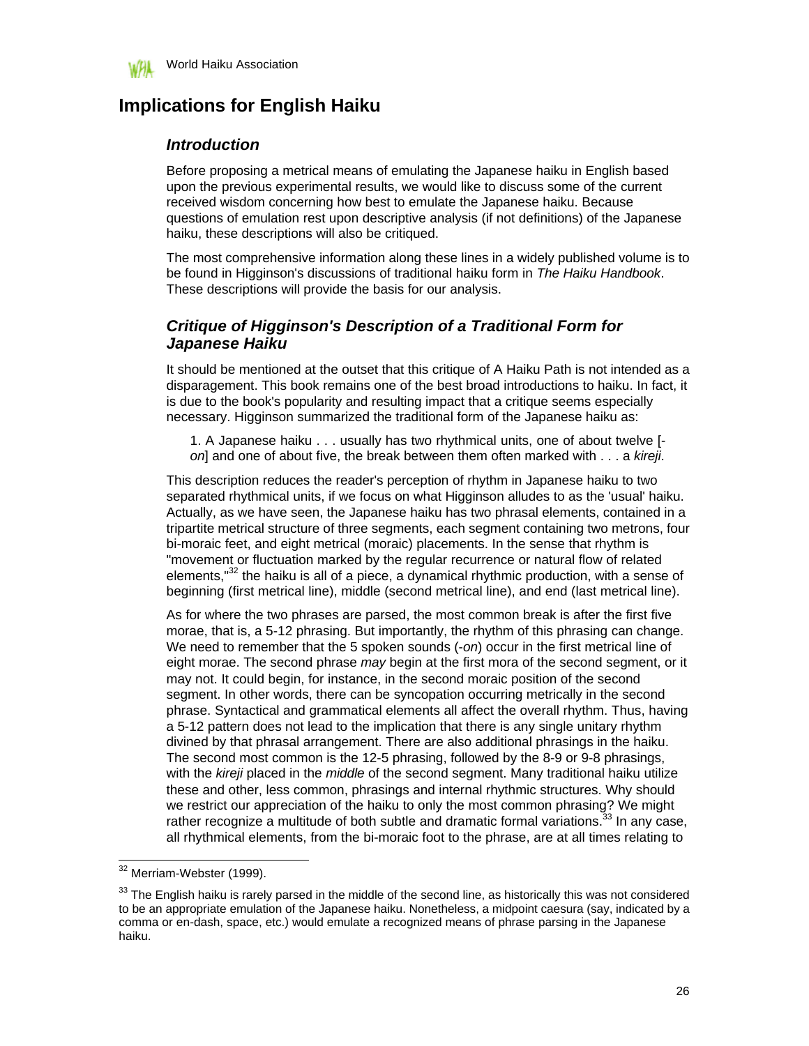# Implications for English Haiku

## Introduction

Before proposing a metrical means of emulating the Japanese haiku in English based upon the previous experimental results, we would like to discuss some of the current received wisdom concerning how best to emulate the Japanese haiku. Because questions of emulation rest upon descriptive analysis (if not definitions) of the Japanese haiku, these descriptions will also be critiqued.

The most comprehensive information along these lines in a widely published volume is to be found in Higginson's discussions of traditional haiku form in *The Haiku Handbook*. These descriptions will provide the basis for our analysis.

## Critique of Higginson's Description of a Traditional Form for Japanese Haiku

It should be mentioned at the outset that this critique of A Haiku Path is not intended as a disparagement. This book remains one of the best broad introductions to haiku. In fact, it is due to the book's popularity and resulting impact that a critique seems especially necessary. Higginson summarized the traditional form of the Japanese haiku as:

> 1. A Japanese haiku . . . usually has two rhythmical units, one of about twelve [-*on*] and one of about five, the break between them often marked with . . . a *kireji*.

This description reduces the reader's perception of rhythm in Japanese haiku to two separated rhythmical units, if we focus on what Higginson alludes to as the 'usual' haiku. Actually, as we have seen, the Japanese haiku has two phrasal elements, contained in a tripartite metrical structure of three segments, each segment containing two metrons, four bi-moraic feet, and eight metrical (moraic) placements. In the sense that rhythm is "movement or fluctuation marked by the regular recurrence or natural flow of related elements,"[32] the haiku is all of a piece, a dynamical rhythmic production, with a sense of beginning (first metrical line), middle (second metrical line), and end (last metrical line).

As for where the two phrases are parsed, the most common break is after the first five morae, that is, a 5-12 phrasing. But importantly, the rhythm of this phrasing can change. We need to remember that the 5 spoken sounds (-*on*) occur in the first metrical line of eight morae. The second phrase *may* begin at the first mora of the second segment, or it may not. It could begin, for instance, in the second moraic position of the second segment. In other words, there can be syncopation occurring metrically in the second phrase. Syntactical and grammatical elements all affect the overall rhythm. Thus, having a 5-12 pattern does not lead to the implication that there is any single unitary rhythm divined by that phrasal arrangement. There are also additional phrasings in the haiku. The second most common is the 12-5 phrasing, followed by the 8-9 or 9-8 phrasings, with the *kireji* placed in the *middle* of the second segment. Many traditional haiku utilize these and other, less common, phrasings and internal rhythmic structures. Why should we restrict our appreciation of the haiku to only the most common phrasing? We might rather recognize a multitude of both subtle and dramatic formal variations.[33] In any case, all rhythmical elements, from the bi-moraic foot to the phrase, are at all times relating to

---

[32] Merriam-Webster (1999).

[33] The English haiku is rarely parsed in the middle of the second line, as historically this was not considered to be an appropriate emulation of the Japanese haiku. Nonetheless, a midpoint caesura (say, indicated by a comma or en-dash, space, etc.) would emulate a recognized means of phrase parsing in the Japanese haiku.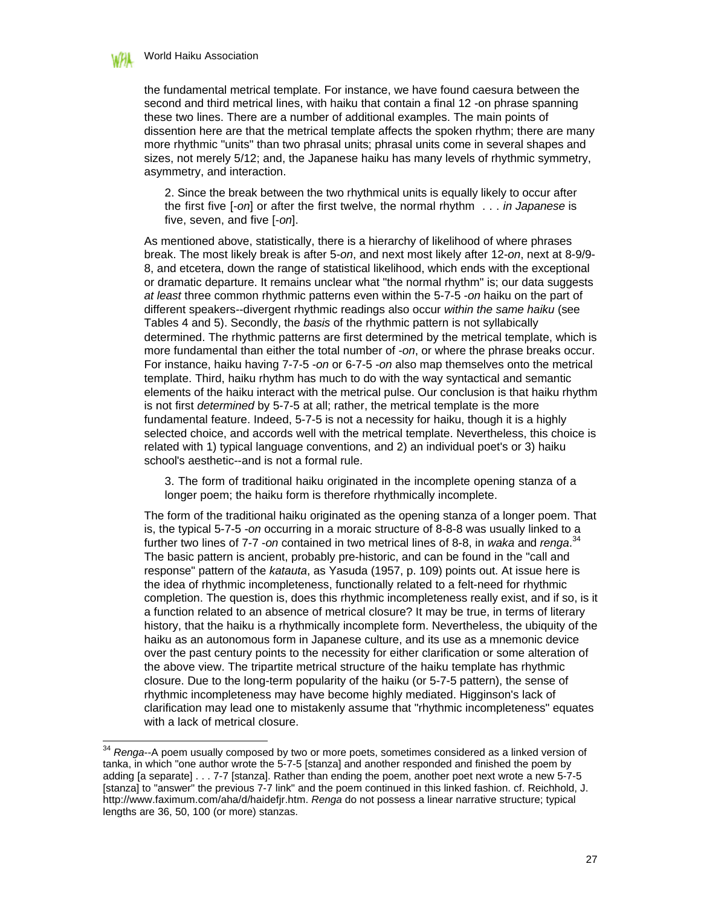the fundamental metrical template. For instance, we have found caesura between the second and third metrical lines, with haiku that contain a final 12 -on phrase spanning these two lines. There are a number of additional examples. The main points of dissention here are that the metrical template affects the spoken rhythm; there are many more rhythmic "units" than two phrasal units; phrasal units come in several shapes and sizes, not merely 5/12; and, the Japanese haiku has many levels of rhythmic symmetry, asymmetry, and interaction.

> 2. Since the break between the two rhythmical units is equally likely to occur after the first five [-*on*] or after the first twelve, the normal rhythm . . . *in Japanese* is five, seven, and five [-*on*].

As mentioned above, statistically, there is a hierarchy of likelihood of where phrases break. The most likely break is after 5-*on*, and next most likely after 12-*on*, next at 8-9/9-8, and etcetera, down the range of statistical likelihood, which ends with the exceptional or dramatic departure. It remains unclear what "the normal rhythm" is; our data suggests *at least* three common rhythmic patterns even within the 5-7-5 -*on* haiku on the part of different speakers--divergent rhythmic readings also occur *within the same haiku* (see Tables 4 and 5). Secondly, the *basis* of the rhythmic pattern is not syllabically determined. The rhythmic patterns are first determined by the metrical template, which is more fundamental than either the total number of -*on*, or where the phrase breaks occur. For instance, haiku having 7-7-5 -*on* or 6-7-5 -*on* also map themselves onto the metrical template. Third, haiku rhythm has much to do with the way syntactical and semantic elements of the haiku interact with the metrical pulse. Our conclusion is that haiku rhythm is not first *determined* by 5-7-5 at all; rather, the metrical template is the more fundamental feature. Indeed, 5-7-5 is not a necessity for haiku, though it is a highly selected choice, and accords well with the metrical template. Nevertheless, this choice is related with 1) typical language conventions, and 2) an individual poet's or 3) haiku school's aesthetic--and is not a formal rule.

> 3. The form of traditional haiku originated in the incomplete opening stanza of a longer poem; the haiku form is therefore rhythmically incomplete.

The form of the traditional haiku originated as the opening stanza of a longer poem. That is, the typical 5-7-5 -*on* occurring in a moraic structure of 8-8-8 was usually linked to a further two lines of 7-7 -*on* contained in two metrical lines of 8-8, in *waka* and *renga*.[34] The basic pattern is ancient, probably pre-historic, and can be found in the "call and response" pattern of the *katauta*, as Yasuda (1957, p. 109) points out. At issue here is the idea of rhythmic incompleteness, functionally related to a felt-need for rhythmic completion. The question is, does this rhythmic incompleteness really exist, and if so, is it a function related to an absence of metrical closure? It may be true, in terms of literary history, that the haiku is a rhythmically incomplete form. Nevertheless, the ubiquity of the haiku as an autonomous form in Japanese culture, and its use as a mnemonic device over the past century points to the necessity for either clarification or some alteration of the above view. The tripartite metrical structure of the haiku template has rhythmic closure. Due to the long-term popularity of the haiku (or 5-7-5 pattern), the sense of rhythmic incompleteness may have become highly mediated. Higginson's lack of clarification may lead one to mistakenly assume that "rhythmic incompleteness" equates with a lack of metrical closure.

---

[34] *Renga*--A poem usually composed by two or more poets, sometimes considered as a linked version of tanka, in which "one author wrote the 5-7-5 [stanza] and another responded and finished the poem by adding [a separate] . . . 7-7 [stanza]. Rather than ending the poem, another poet next wrote a new 5-7-5 [stanza] to "answer" the previous 7-7 link" and the poem continued in this linked fashion. cf. Reichhold, J. http://www.faximum.com/aha/d/haidefjr.htm. *Renga* do not possess a linear narrative structure; typical lengths are 36, 50, 100 (or more) stanzas.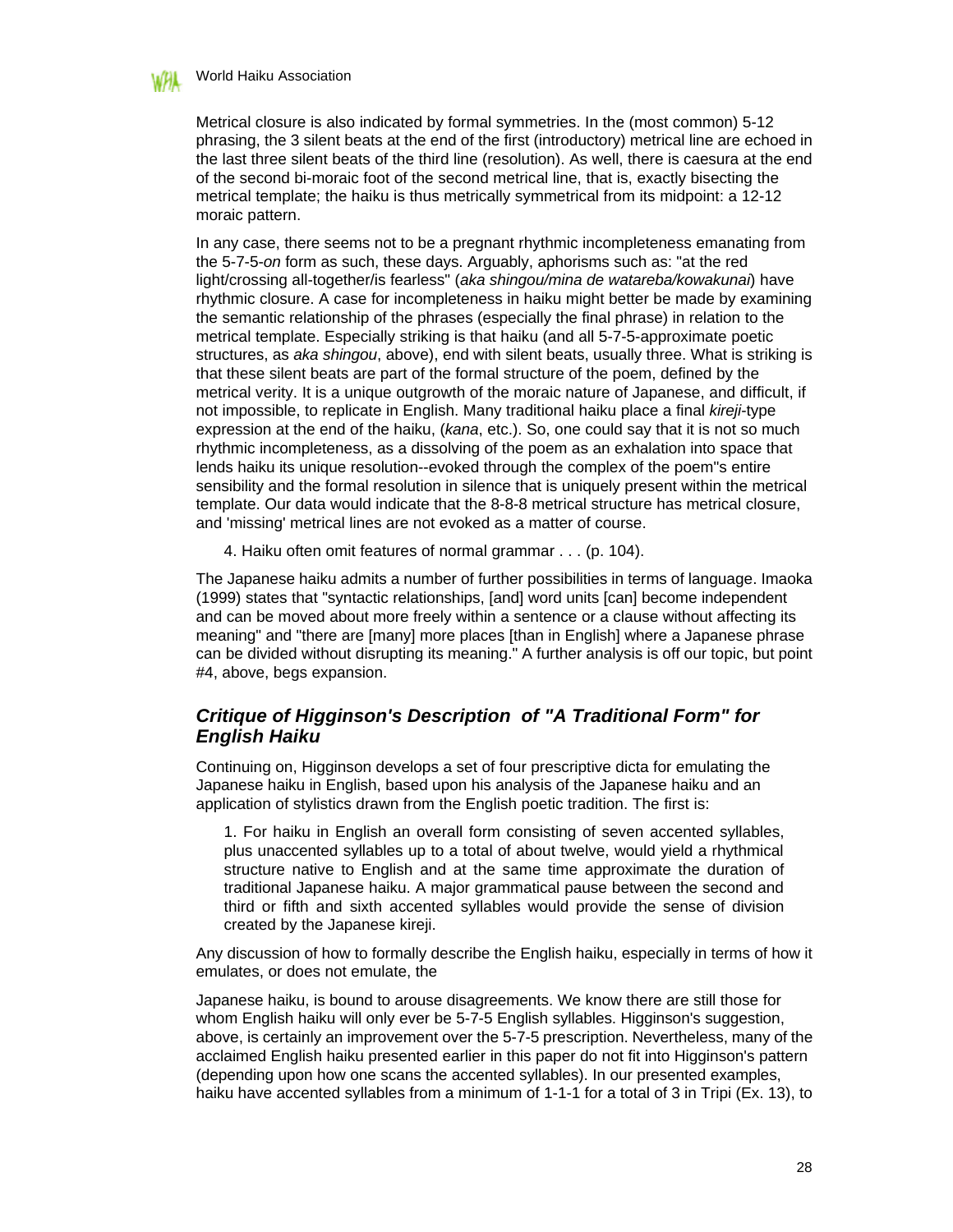Metrical closure is also indicated by formal symmetries. In the (most common) 5-12 phrasing, the 3 silent beats at the end of the first (introductory) metrical line are echoed in the last three silent beats of the third line (resolution). As well, there is caesura at the end of the second bi-moraic foot of the second metrical line, that is, exactly bisecting the metrical template; the haiku is thus metrically symmetrical from its midpoint: a 12-12 moraic pattern.

In any case, there seems not to be a pregnant rhythmic incompleteness emanating from the 5-7-5-*on* form as such, these days. Arguably, aphorisms such as: "at the red light/crossing all-together/is fearless" (*aka shingou/mina de watareba/kowakunai*) have rhythmic closure. A case for incompleteness in haiku might better be made by examining the semantic relationship of the phrases (especially the final phrase) in relation to the metrical template. Especially striking is that haiku (and all 5-7-5-approximate poetic structures, as *aka shingou*, above), end with silent beats, usually three. What is striking is that these silent beats are part of the formal structure of the poem, defined by the metrical verity. It is a unique outgrowth of the moraic nature of Japanese, and difficult, if not impossible, to replicate in English. Many traditional haiku place a final *kireji*-type expression at the end of the haiku, (*kana*, etc.). So, one could say that it is not so much rhythmic incompleteness, as a dissolving of the poem as an exhalation into space that lends haiku its unique resolution--evoked through the complex of the poem"s entire sensibility and the formal resolution in silence that is uniquely present within the metrical template. Our data would indicate that the 8-8-8 metrical structure has metrical closure, and 'missing' metrical lines are not evoked as a matter of course.

> 4. Haiku often omit features of normal grammar . . . (p. 104).

The Japanese haiku admits a number of further possibilities in terms of language. Imaoka (1999) states that "syntactic relationships, [and] word units [can] become independent and can be moved about more freely within a sentence or a clause without affecting its meaning" and "there are [many] more places [than in English] where a Japanese phrase can be divided without disrupting its meaning." A further analysis is off our topic, but point #4, above, begs expansion.

## *Critique of Higginson's Description of "A Traditional Form" for English Haiku*

Continuing on, Higginson develops a set of four prescriptive dicta for emulating the Japanese haiku in English, based upon his analysis of the Japanese haiku and an application of stylistics drawn from the English poetic tradition. The first is:

> 1. For haiku in English an overall form consisting of seven accented syllables, plus unaccented syllables up to a total of about twelve, would yield a rhythmical structure native to English and at the same time approximate the duration of traditional Japanese haiku. A major grammatical pause between the second and third or fifth and sixth accented syllables would provide the sense of division created by the Japanese kireji.

Any discussion of how to formally describe the English haiku, especially in terms of how it emulates, or does not emulate, the

Japanese haiku, is bound to arouse disagreements. We know there are still those for whom English haiku will only ever be 5-7-5 English syllables. Higginson's suggestion, above, is certainly an improvement over the 5-7-5 prescription. Nevertheless, many of the acclaimed English haiku presented earlier in this paper do not fit into Higginson's pattern (depending upon how one scans the accented syllables). In our presented examples, haiku have accented syllables from a minimum of 1-1-1 for a total of 3 in Tripi (Ex. 13), to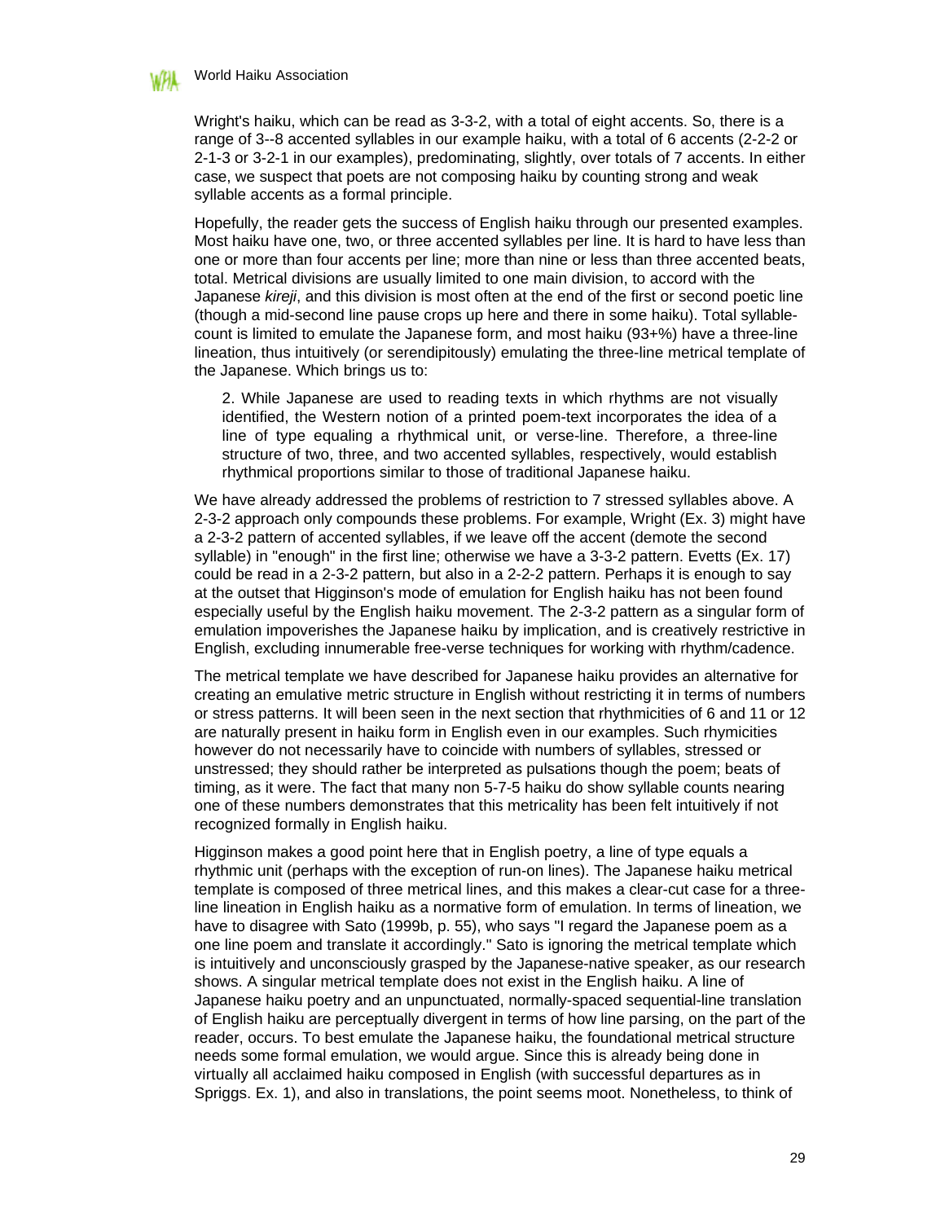Wright's haiku, which can be read as 3-3-2, with a total of eight accents. So, there is a range of 3--8 accented syllables in our example haiku, with a total of 6 accents (2-2-2 or 2-1-3 or 3-2-1 in our examples), predominating, slightly, over totals of 7 accents. In either case, we suspect that poets are not composing haiku by counting strong and weak syllable accents as a formal principle.

Hopefully, the reader gets the success of English haiku through our presented examples. Most haiku have one, two, or three accented syllables per line. It is hard to have less than one or more than four accents per line; more than nine or less than three accented beats, total. Metrical divisions are usually limited to one main division, to accord with the Japanese *kireji*, and this division is most often at the end of the first or second poetic line (though a mid-second line pause crops up here and there in some haiku). Total syllable-count is limited to emulate the Japanese form, and most haiku (93+%) have a three-line lineation, thus intuitively (or serendipitously) emulating the three-line metrical template of the Japanese. Which brings us to:

> 2. While Japanese are used to reading texts in which rhythms are not visually identified, the Western notion of a printed poem-text incorporates the idea of a line of type equaling a rhythmical unit, or verse-line. Therefore, a three-line structure of two, three, and two accented syllables, respectively, would establish rhythmical proportions similar to those of traditional Japanese haiku.

We have already addressed the problems of restriction to 7 stressed syllables above. A 2-3-2 approach only compounds these problems. For example, Wright (Ex. 3) might have a 2-3-2 pattern of accented syllables, if we leave off the accent (demote the second syllable) in "enough" in the first line; otherwise we have a 3-3-2 pattern. Evetts (Ex. 17) could be read in a 2-3-2 pattern, but also in a 2-2-2 pattern. Perhaps it is enough to say at the outset that Higginson's mode of emulation for English haiku has not been found especially useful by the English haiku movement. The 2-3-2 pattern as a singular form of emulation impoverishes the Japanese haiku by implication, and is creatively restrictive in English, excluding innumerable free-verse techniques for working with rhythm/cadence.

The metrical template we have described for Japanese haiku provides an alternative for creating an emulative metric structure in English without restricting it in terms of numbers or stress patterns. It will been seen in the next section that rhythmicities of 6 and 11 or 12 are naturally present in haiku form in English even in our examples. Such rhymicities however do not necessarily have to coincide with numbers of syllables, stressed or unstressed; they should rather be interpreted as pulsations though the poem; beats of timing, as it were. The fact that many non 5-7-5 haiku do show syllable counts nearing one of these numbers demonstrates that this metricality has been felt intuitively if not recognized formally in English haiku.

Higginson makes a good point here that in English poetry, a line of type equals a rhythmic unit (perhaps with the exception of run-on lines). The Japanese haiku metrical template is composed of three metrical lines, and this makes a clear-cut case for a three-line lineation in English haiku as a normative form of emulation. In terms of lineation, we have to disagree with Sato (1999b, p. 55), who says "I regard the Japanese poem as a one line poem and translate it accordingly." Sato is ignoring the metrical template which is intuitively and unconsciously grasped by the Japanese-native speaker, as our research shows. A singular metrical template does not exist in the English haiku. A line of Japanese haiku poetry and an unpunctuated, normally-spaced sequential-line translation of English haiku are perceptually divergent in terms of how line parsing, on the part of the reader, occurs. To best emulate the Japanese haiku, the foundational metrical structure needs some formal emulation, we would argue. Since this is already being done in virtually all acclaimed haiku composed in English (with successful departures as in Spriggs. Ex. 1), and also in translations, the point seems moot. Nonetheless, to think of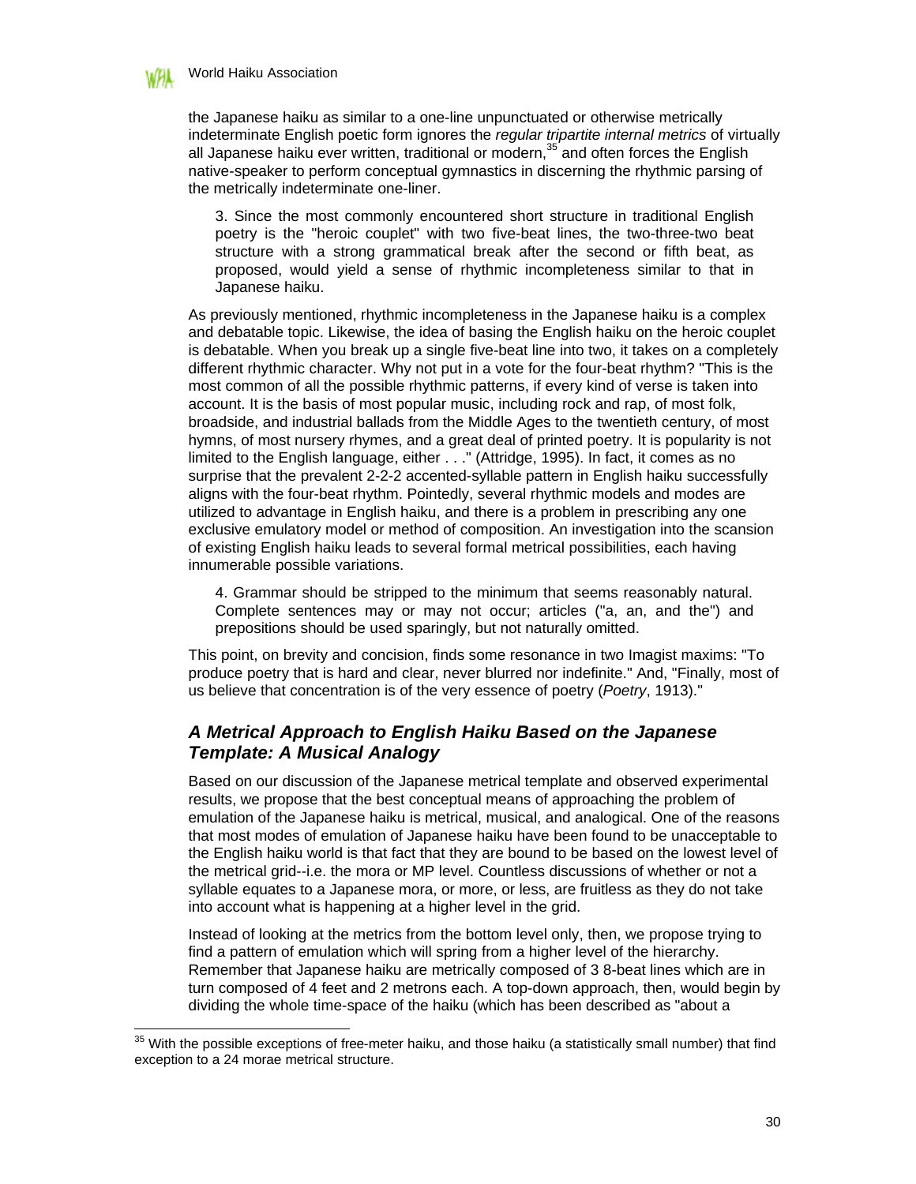the Japanese haiku as similar to a one-line unpunctuated or otherwise metrically indeterminate English poetic form ignores the *regular tripartite internal metrics* of virtually all Japanese haiku ever written, traditional or modern,[35] and often forces the English native-speaker to perform conceptual gymnastics in discerning the rhythmic parsing of the metrically indeterminate one-liner.

> 3. Since the most commonly encountered short structure in traditional English poetry is the "heroic couplet" with two five-beat lines, the two-three-two beat structure with a strong grammatical break after the second or fifth beat, as proposed, would yield a sense of rhythmic incompleteness similar to that in Japanese haiku.

As previously mentioned, rhythmic incompleteness in the Japanese haiku is a complex and debatable topic. Likewise, the idea of basing the English haiku on the heroic couplet is debatable. When you break up a single five-beat line into two, it takes on a completely different rhythmic character. Why not put in a vote for the four-beat rhythm? "This is the most common of all the possible rhythmic patterns, if every kind of verse is taken into account. It is the basis of most popular music, including rock and rap, of most folk, broadside, and industrial ballads from the Middle Ages to the twentieth century, of most hymns, of most nursery rhymes, and a great deal of printed poetry. It is popularity is not limited to the English language, either . . ." (Attridge, 1995). In fact, it comes as no surprise that the prevalent 2-2-2 accented-syllable pattern in English haiku successfully aligns with the four-beat rhythm. Pointedly, several rhythmic models and modes are utilized to advantage in English haiku, and there is a problem in prescribing any one exclusive emulatory model or method of composition. An investigation into the scansion of existing English haiku leads to several formal metrical possibilities, each having innumerable possible variations.

> 4. Grammar should be stripped to the minimum that seems reasonably natural. Complete sentences may or may not occur; articles ("a, an, and the") and prepositions should be used sparingly, but not naturally omitted.

This point, on brevity and concision, finds some resonance in two Imagist maxims: "To produce poetry that is hard and clear, never blurred nor indefinite." And, "Finally, most of us believe that concentration is of the very essence of poetry (*Poetry*, 1913)."

## *A Metrical Approach to English Haiku Based on the Japanese Template: A Musical Analogy*

Based on our discussion of the Japanese metrical template and observed experimental results, we propose that the best conceptual means of approaching the problem of emulation of the Japanese haiku is metrical, musical, and analogical. One of the reasons that most modes of emulation of Japanese haiku have been found to be unacceptable to the English haiku world is that fact that they are bound to be based on the lowest level of the metrical grid--i.e. the mora or MP level. Countless discussions of whether or not a syllable equates to a Japanese mora, or more, or less, are fruitless as they do not take into account what is happening at a higher level in the grid.

Instead of looking at the metrics from the bottom level only, then, we propose trying to find a pattern of emulation which will spring from a higher level of the hierarchy. Remember that Japanese haiku are metrically composed of 3 8-beat lines which are in turn composed of 4 feet and 2 metrons each. A top-down approach, then, would begin by dividing the whole time-space of the haiku (which has been described as "about a

---

[35] With the possible exceptions of free-meter haiku, and those haiku (a statistically small number) that find exception to a 24 morae metrical structure.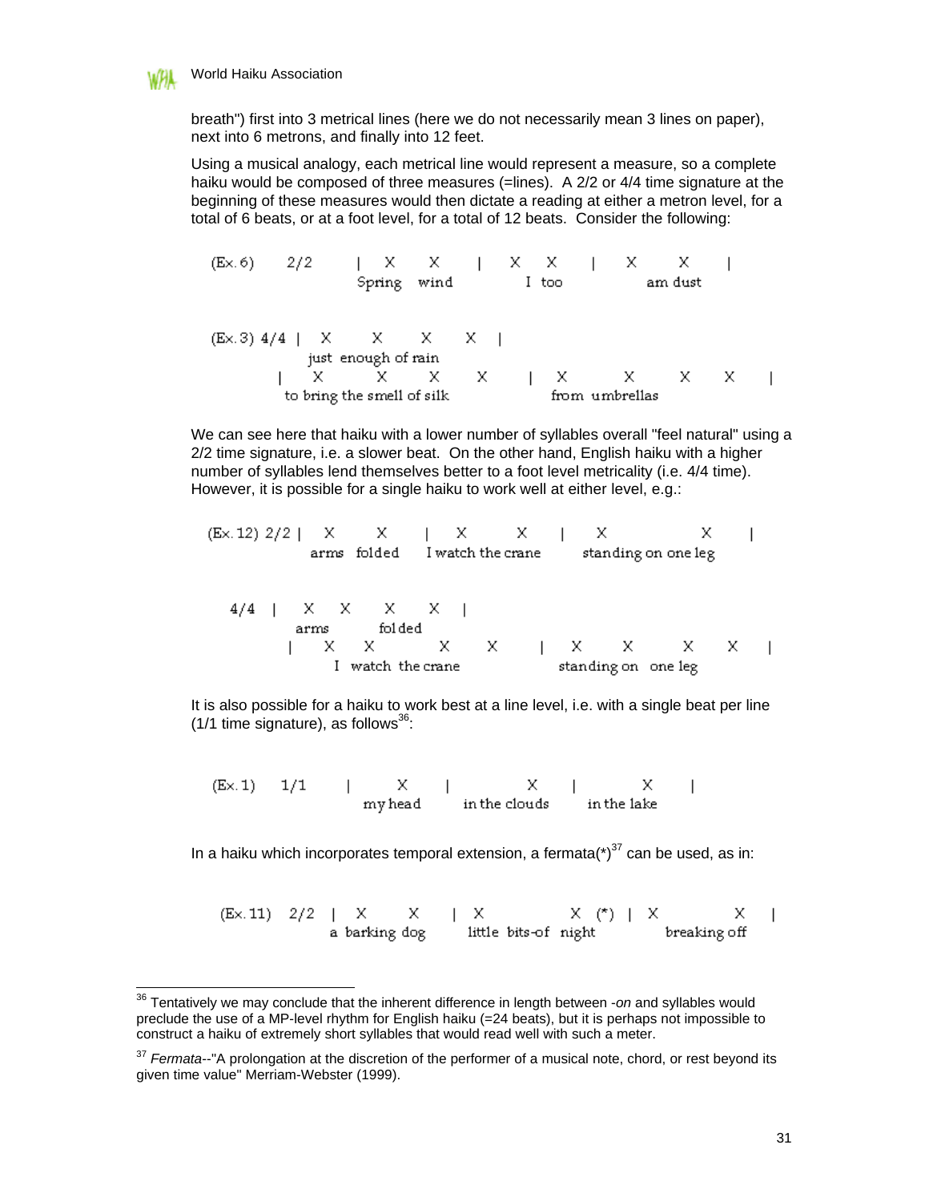breath") first into 3 metrical lines (here we do not necessarily mean 3 lines on paper), next into 6 metrons, and finally into 12 feet.

Using a musical analogy, each metrical line would represent a measure, so a complete haiku would be composed of three measures (=lines). A 2/2 or 4/4 time signature at the beginning of these measures would then dictate a reading at either a metron level, for a total of 6 beats, or at a foot level, for a total of 12 beats. Consider the following:

```
(Ex. 6)    2/2    |  X      X     |  X   X    |   X        X     |
                    Spring  wind      I  too         am dust

(Ex. 3) 4/4  |  X       X      X     X  |
                 just  enough of rain
             |  X        X      X      X     |  X        X       X     X    |
               to bring the smell of silk          from  umbrellas
```

We can see here that haiku with a lower number of syllables overall "feel natural" using a 2/2 time signature, i.e. a slower beat. On the other hand, English haiku with a higher number of syllables lend themselves better to a foot level metricality (i.e. 4/4 time). However, it is possible for a single haiku to work well at either level, e.g.:

```
(Ex. 12) 2/2 |  X       X      |  X          X     |   X                X     |
                  arms  folded    I watch the crane     standing on one leg

   4/4  |   X   X     X     X  |
             arms      folded
          |   X   X          X      X    |  X       X       X     X    |
                I  watch  the crane          standing on  one leg
```

It is also possible for a haiku to work best at a line level, i.e. with a single beat per line (1/1 time signature), as follows[36]:

```
(Ex. 1)    1/1    |     X      |        X       |      X       |
                      my head      in the clouds     in the lake
```

In a haiku which incorporates temporal extension, a fermata(*)[37] can be used, as in:

```
(Ex. 11)   2/2  |  X      X      |  X               X  (*)  |  X              X    |
                   a  barking dog      little  bits-of  night       breaking off
```

---

[36] Tentatively we may conclude that the inherent difference in length between *-on* and syllables would preclude the use of a MP-level rhythm for English haiku (=24 beats), but it is perhaps not impossible to construct a haiku of extremely short syllables that would read well with such a meter.

[37] *Fermata*--"A prolongation at the discretion of the performer of a musical note, chord, or rest beyond its given time value" Merriam-Webster (1999).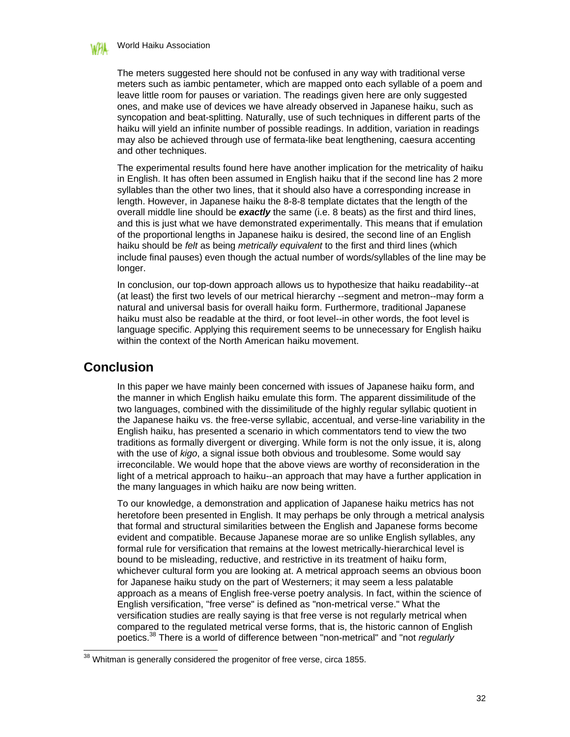The meters suggested here should not be confused in any way with traditional verse meters such as iambic pentameter, which are mapped onto each syllable of a poem and leave little room for pauses or variation. The readings given here are only suggested ones, and make use of devices we have already observed in Japanese haiku, such as syncopation and beat-splitting. Naturally, use of such techniques in different parts of the haiku will yield an infinite number of possible readings. In addition, variation in readings may also be achieved through use of fermata-like beat lengthening, caesura accenting and other techniques.

The experimental results found here have another implication for the metricality of haiku in English. It has often been assumed in English haiku that if the second line has 2 more syllables than the other two lines, that it should also have a corresponding increase in length. However, in Japanese haiku the 8-8-8 template dictates that the length of the overall middle line should be ***exactly*** the same (i.e. 8 beats) as the first and third lines, and this is just what we have demonstrated experimentally. This means that if emulation of the proportional lengths in Japanese haiku is desired, the second line of an English haiku should be *felt* as being *metrically equivalent* to the first and third lines (which include final pauses) even though the actual number of words/syllables of the line may be longer.

In conclusion, our top-down approach allows us to hypothesize that haiku readability--at (at least) the first two levels of our metrical hierarchy --segment and metron--may form a natural and universal basis for overall haiku form. Furthermore, traditional Japanese haiku must also be readable at the third, or foot level--in other words, the foot level is language specific. Applying this requirement seems to be unnecessary for English haiku within the context of the North American haiku movement.

## Conclusion

In this paper we have mainly been concerned with issues of Japanese haiku form, and the manner in which English haiku emulate this form. The apparent dissimilitude of the two languages, combined with the dissimilitude of the highly regular syllabic quotient in the Japanese haiku vs. the free-verse syllabic, accentual, and verse-line variability in the English haiku, has presented a scenario in which commentators tend to view the two traditions as formally divergent or diverging. While form is not the only issue, it is, along with the use of *kigo*, a signal issue both obvious and troublesome. Some would say irreconcilable. We would hope that the above views are worthy of reconsideration in the light of a metrical approach to haiku--an approach that may have a further application in the many languages in which haiku are now being written.

To our knowledge, a demonstration and application of Japanese haiku metrics has not heretofore been presented in English. It may perhaps be only through a metrical analysis that formal and structural similarities between the English and Japanese forms become evident and compatible. Because Japanese morae are so unlike English syllables, any formal rule for versification that remains at the lowest metrically-hierarchical level is bound to be misleading, reductive, and restrictive in its treatment of haiku form, whichever cultural form you are looking at. A metrical approach seems an obvious boon for Japanese haiku study on the part of Westerners; it may seem a less palatable approach as a means of English free-verse poetry analysis. In fact, within the science of English versification, "free verse" is defined as "non-metrical verse." What the versification studies are really saying is that free verse is not regularly metrical when compared to the regulated metrical verse forms, that is, the historic cannon of English poetics.[38] There is a world of difference between "non-metrical" and "not *regularly*

[38] Whitman is generally considered the progenitor of free verse, circa 1855.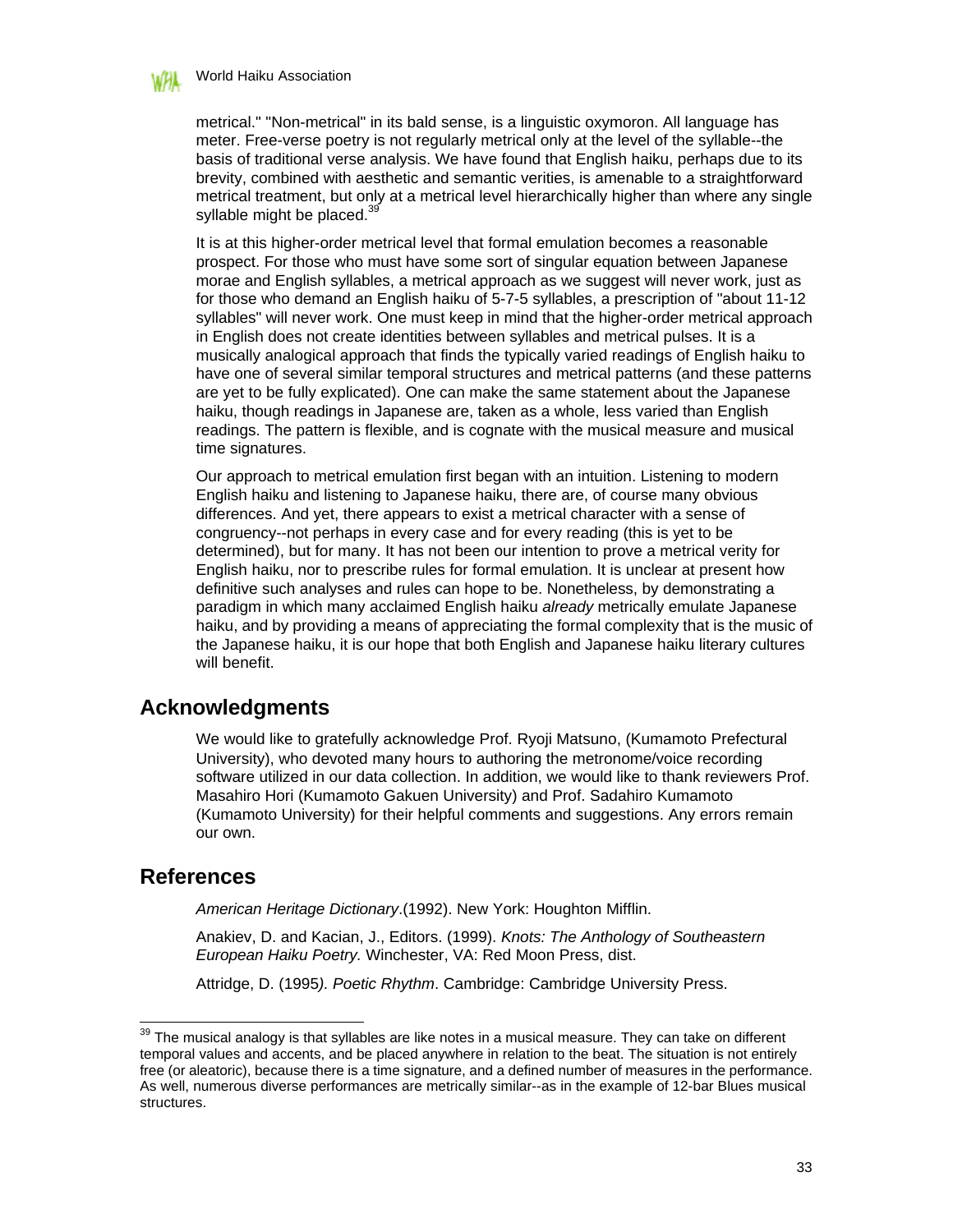metrical." "Non-metrical" in its bald sense, is a linguistic oxymoron. All language has meter. Free-verse poetry is not regularly metrical only at the level of the syllable--the basis of traditional verse analysis. We have found that English haiku, perhaps due to its brevity, combined with aesthetic and semantic verities, is amenable to a straightforward metrical treatment, but only at a metrical level hierarchically higher than where any single syllable might be placed.[39]

It is at this higher-order metrical level that formal emulation becomes a reasonable prospect. For those who must have some sort of singular equation between Japanese morae and English syllables, a metrical approach as we suggest will never work, just as for those who demand an English haiku of 5-7-5 syllables, a prescription of "about 11-12 syllables" will never work. One must keep in mind that the higher-order metrical approach in English does not create identities between syllables and metrical pulses. It is a musically analogical approach that finds the typically varied readings of English haiku to have one of several similar temporal structures and metrical patterns (and these patterns are yet to be fully explicated). One can make the same statement about the Japanese haiku, though readings in Japanese are, taken as a whole, less varied than English readings. The pattern is flexible, and is cognate with the musical measure and musical time signatures.

Our approach to metrical emulation first began with an intuition. Listening to modern English haiku and listening to Japanese haiku, there are, of course many obvious differences. And yet, there appears to exist a metrical character with a sense of congruency--not perhaps in every case and for every reading (this is yet to be determined), but for many. It has not been our intention to prove a metrical verity for English haiku, nor to prescribe rules for formal emulation. It is unclear at present how definitive such analyses and rules can hope to be. Nonetheless, by demonstrating a paradigm in which many acclaimed English haiku *already* metrically emulate Japanese haiku, and by providing a means of appreciating the formal complexity that is the music of the Japanese haiku, it is our hope that both English and Japanese haiku literary cultures will benefit.

## Acknowledgments

We would like to gratefully acknowledge Prof. Ryoji Matsuno, (Kumamoto Prefectural University), who devoted many hours to authoring the metronome/voice recording software utilized in our data collection. In addition, we would like to thank reviewers Prof. Masahiro Hori (Kumamoto Gakuen University) and Prof. Sadahiro Kumamoto (Kumamoto University) for their helpful comments and suggestions. Any errors remain our own.

## References

*American Heritage Dictionary*.(1992). New York: Houghton Mifflin.

Anakiev, D. and Kacian, J., Editors. (1999). *Knots: The Anthology of Southeastern European Haiku Poetry.* Winchester, VA: Red Moon Press, dist.

Attridge, D. (1995*). Poetic Rhythm*. Cambridge: Cambridge University Press.

---

[39] The musical analogy is that syllables are like notes in a musical measure. They can take on different temporal values and accents, and be placed anywhere in relation to the beat. The situation is not entirely free (or aleatoric), because there is a time signature, and a defined number of measures in the performance. As well, numerous diverse performances are metrically similar--as in the example of 12-bar Blues musical structures.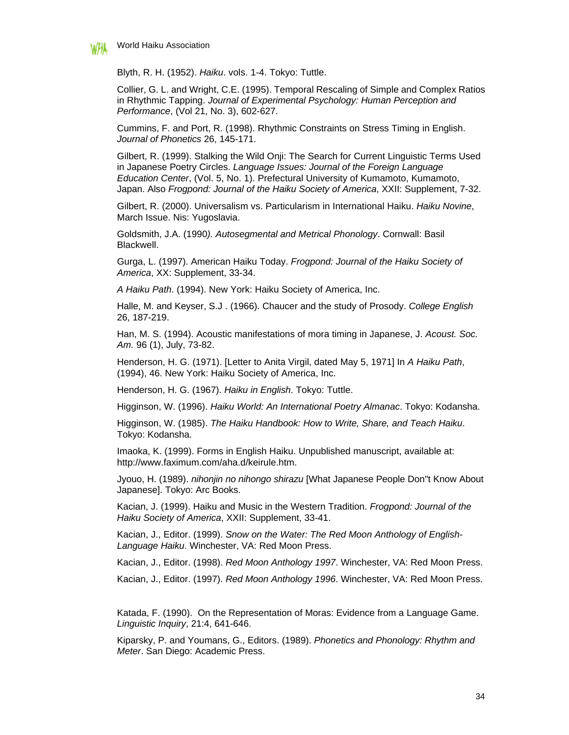Blyth, R. H. (1952). *Haiku*. vols. 1-4. Tokyo: Tuttle.

Collier, G. L. and Wright, C.E. (1995). Temporal Rescaling of Simple and Complex Ratios in Rhythmic Tapping. *Journal of Experimental Psychology: Human Perception and Performance*, (Vol 21, No. 3), 602-627.

Cummins, F. and Port, R. (1998). Rhythmic Constraints on Stress Timing in English. *Journal of Phonetics* 26, 145-171.

Gilbert, R. (1999). Stalking the Wild Onji: The Search for Current Linguistic Terms Used in Japanese Poetry Circles. *Language Issues: Journal of the Foreign Language Education Center*, (Vol. 5, No. 1). Prefectural University of Kumamoto, Kumamoto, Japan. Also *Frogpond: Journal of the Haiku Society of America*, XXII: Supplement, 7-32.

Gilbert, R. (2000). Universalism vs. Particularism in International Haiku. *Haiku Novine*, March Issue. Nis: Yugoslavia.

Goldsmith, J.A. (1990*). Autosegmental and Metrical Phonology*. Cornwall: Basil Blackwell.

Gurga, L. (1997). American Haiku Today. *Frogpond: Journal of the Haiku Society of America*, XX: Supplement, 33-34.

*A Haiku Path*. (1994). New York: Haiku Society of America, Inc.

Halle, M. and Keyser, S.J . (1966). Chaucer and the study of Prosody. *College English* 26, 187-219.

Han, M. S. (1994). Acoustic manifestations of mora timing in Japanese, J. *Acoust. Soc. Am.* 96 (1), July, 73-82.

Henderson, H. G. (1971). [Letter to Anita Virgil, dated May 5, 1971] In *A Haiku Path*, (1994), 46. New York: Haiku Society of America, Inc.

Henderson, H. G. (1967). *Haiku in English*. Tokyo: Tuttle.

Higginson, W. (1996). *Haiku World: An International Poetry Almanac*. Tokyo: Kodansha.

Higginson, W. (1985). *The Haiku Handbook: How to Write, Share, and Teach Haiku*. Tokyo: Kodansha.

Imaoka, K. (1999). Forms in English Haiku. Unpublished manuscript, available at: http://www.faximum.com/aha.d/keirule.htm.

Jyouo, H. (1989). *nihonjin no nihongo shirazu* [What Japanese People Don"t Know About Japanese]. Tokyo: Arc Books.

Kacian, J. (1999). Haiku and Music in the Western Tradition. *Frogpond: Journal of the Haiku Society of America*, XXII: Supplement, 33-41.

Kacian, J., Editor. (1999). *Snow on the Water: The Red Moon Anthology of English-Language Haiku*. Winchester, VA: Red Moon Press.

Kacian, J., Editor. (1998). *Red Moon Anthology 1997*. Winchester, VA: Red Moon Press.

Kacian, J., Editor. (1997). *Red Moon Anthology 1996*. Winchester, VA: Red Moon Press.

Katada, F. (1990). On the Representation of Moras: Evidence from a Language Game. *Linguistic Inquiry*, 21:4, 641-646.

Kiparsky, P. and Youmans, G., Editors. (1989). *Phonetics and Phonology: Rhythm and Meter*. San Diego: Academic Press.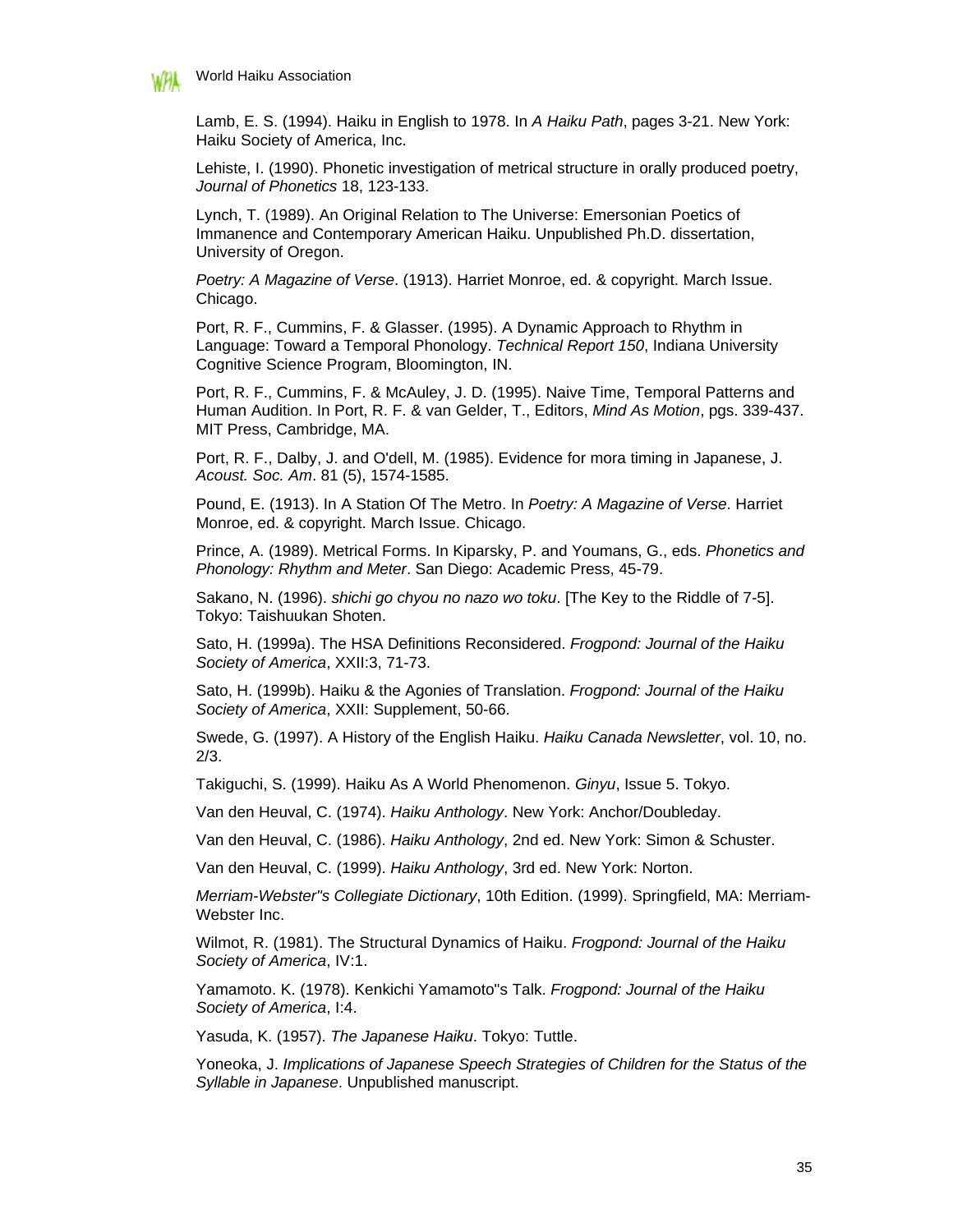Lamb, E. S. (1994). Haiku in English to 1978. In *A Haiku Path*, pages 3-21. New York: Haiku Society of America, Inc.

Lehiste, I. (1990). Phonetic investigation of metrical structure in orally produced poetry, *Journal of Phonetics* 18, 123-133.

Lynch, T. (1989). An Original Relation to The Universe: Emersonian Poetics of Immanence and Contemporary American Haiku. Unpublished Ph.D. dissertation, University of Oregon.

*Poetry: A Magazine of Verse*. (1913). Harriet Monroe, ed. & copyright. March Issue. Chicago.

Port, R. F., Cummins, F. & Glasser. (1995). A Dynamic Approach to Rhythm in Language: Toward a Temporal Phonology. *Technical Report 150*, Indiana University Cognitive Science Program, Bloomington, IN.

Port, R. F., Cummins, F. & McAuley, J. D. (1995). Naive Time, Temporal Patterns and Human Audition. In Port, R. F. & van Gelder, T., Editors, *Mind As Motion*, pgs. 339-437. MIT Press, Cambridge, MA.

Port, R. F., Dalby, J. and O'dell, M. (1985). Evidence for mora timing in Japanese, J. *Acoust. Soc. Am*. 81 (5), 1574-1585.

Pound, E. (1913). In A Station Of The Metro. In *Poetry: A Magazine of Verse*. Harriet Monroe, ed. & copyright. March Issue. Chicago.

Prince, A. (1989). Metrical Forms. In Kiparsky, P. and Youmans, G., eds. *Phonetics and Phonology: Rhythm and Meter*. San Diego: Academic Press, 45-79.

Sakano, N. (1996). *shichi go chyou no nazo wo toku*. [The Key to the Riddle of 7-5]. Tokyo: Taishuukan Shoten.

Sato, H. (1999a). The HSA Definitions Reconsidered. *Frogpond: Journal of the Haiku Society of America*, XXII:3, 71-73.

Sato, H. (1999b). Haiku & the Agonies of Translation. *Frogpond: Journal of the Haiku Society of America*, XXII: Supplement, 50-66.

Swede, G. (1997). A History of the English Haiku. *Haiku Canada Newsletter*, vol. 10, no. 2/3.

Takiguchi, S. (1999). Haiku As A World Phenomenon. *Ginyu*, Issue 5. Tokyo.

Van den Heuval, C. (1974). *Haiku Anthology*. New York: Anchor/Doubleday.

Van den Heuval, C. (1986). *Haiku Anthology*, 2nd ed. New York: Simon & Schuster.

Van den Heuval, C. (1999). *Haiku Anthology*, 3rd ed. New York: Norton.

*Merriam-Webster"s Collegiate Dictionary*, 10th Edition. (1999). Springfield, MA: Merriam-Webster Inc.

Wilmot, R. (1981). The Structural Dynamics of Haiku. *Frogpond: Journal of the Haiku Society of America*, IV:1.

Yamamoto. K. (1978). Kenkichi Yamamoto"s Talk. *Frogpond: Journal of the Haiku Society of America*, I:4.

Yasuda, K. (1957). *The Japanese Haiku*. Tokyo: Tuttle.

Yoneoka, J. *Implications of Japanese Speech Strategies of Children for the Status of the Syllable in Japanese*. Unpublished manuscript.